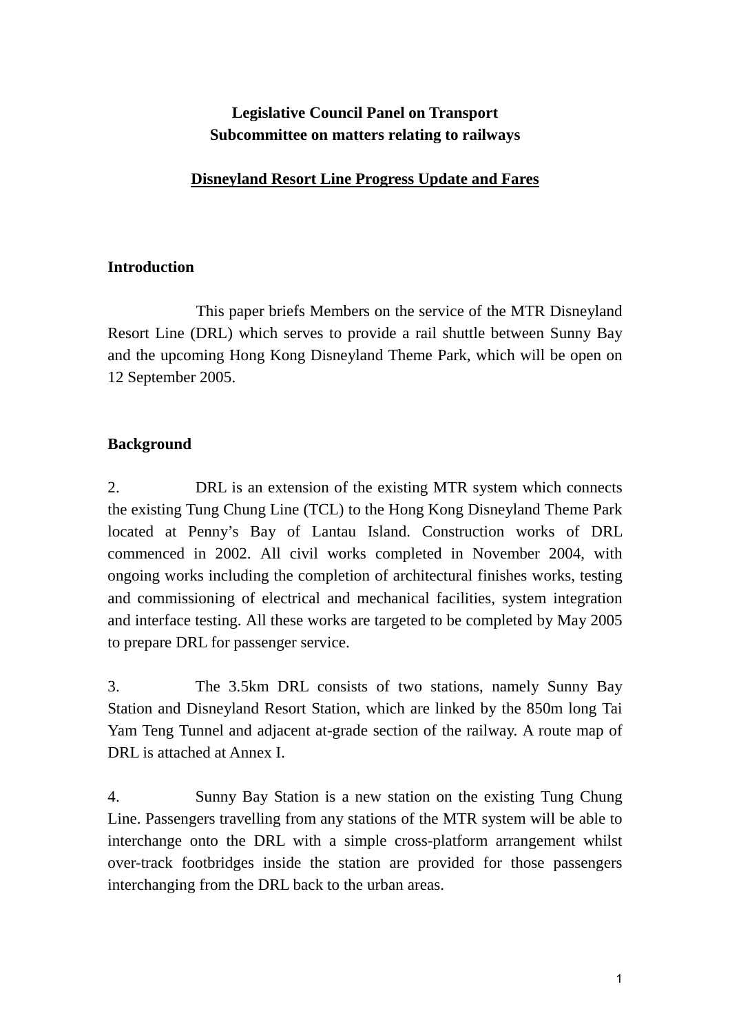**Legislative Council Panel on Transport**
**Subcommittee on matters relating to railways**

**<u>Disneyland Resort Line Progress Update and Fares</u>**

## Introduction

This paper briefs Members on the service of the MTR Disneyland Resort Line (DRL) which serves to provide a rail shuttle between Sunny Bay and the upcoming Hong Kong Disneyland Theme Park, which will be open on 12 September 2005.

## Background

2. DRL is an extension of the existing MTR system which connects the existing Tung Chung Line (TCL) to the Hong Kong Disneyland Theme Park located at Penny's Bay of Lantau Island. Construction works of DRL commenced in 2002. All civil works completed in November 2004, with ongoing works including the completion of architectural finishes works, testing and commissioning of electrical and mechanical facilities, system integration and interface testing. All these works are targeted to be completed by May 2005 to prepare DRL for passenger service.

3. The 3.5km DRL consists of two stations, namely Sunny Bay Station and Disneyland Resort Station, which are linked by the 850m long Tai Yam Teng Tunnel and adjacent at-grade section of the railway. A route map of DRL is attached at Annex I.

4. Sunny Bay Station is a new station on the existing Tung Chung Line. Passengers travelling from any stations of the MTR system will be able to interchange onto the DRL with a simple cross-platform arrangement whilst over-track footbridges inside the station are provided for those passengers interchanging from the DRL back to the urban areas.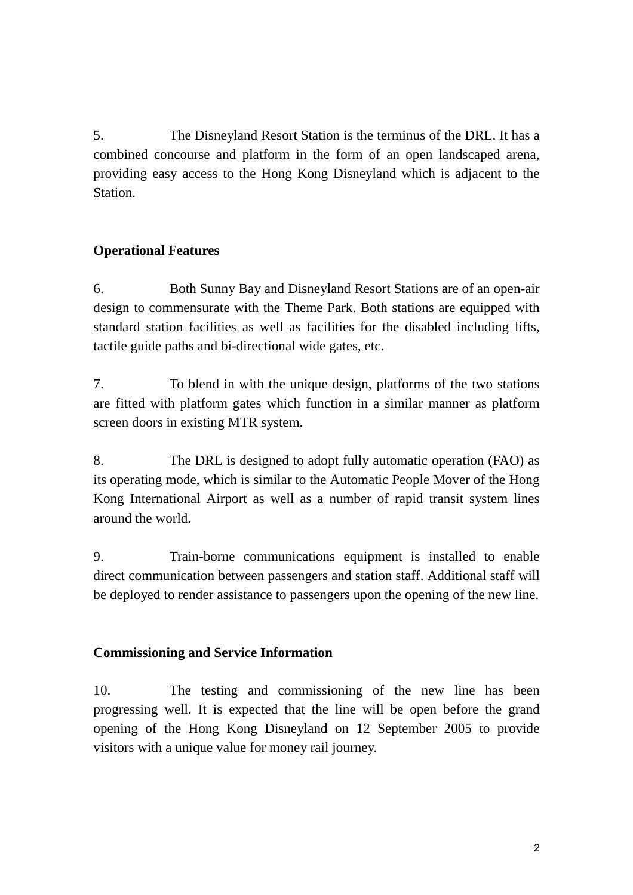5. The Disneyland Resort Station is the terminus of the DRL. It has a combined concourse and platform in the form of an open landscaped arena, providing easy access to the Hong Kong Disneyland which is adjacent to the Station.

**Operational Features**

6. Both Sunny Bay and Disneyland Resort Stations are of an open-air design to commensurate with the Theme Park. Both stations are equipped with standard station facilities as well as facilities for the disabled including lifts, tactile guide paths and bi-directional wide gates, etc.

7. To blend in with the unique design, platforms of the two stations are fitted with platform gates which function in a similar manner as platform screen doors in existing MTR system.

8. The DRL is designed to adopt fully automatic operation (FAO) as its operating mode, which is similar to the Automatic People Mover of the Hong Kong International Airport as well as a number of rapid transit system lines around the world.

9. Train-borne communications equipment is installed to enable direct communication between passengers and station staff. Additional staff will be deployed to render assistance to passengers upon the opening of the new line.

**Commissioning and Service Information**

10. The testing and commissioning of the new line has been progressing well. It is expected that the line will be open before the grand opening of the Hong Kong Disneyland on 12 September 2005 to provide visitors with a unique value for money rail journey.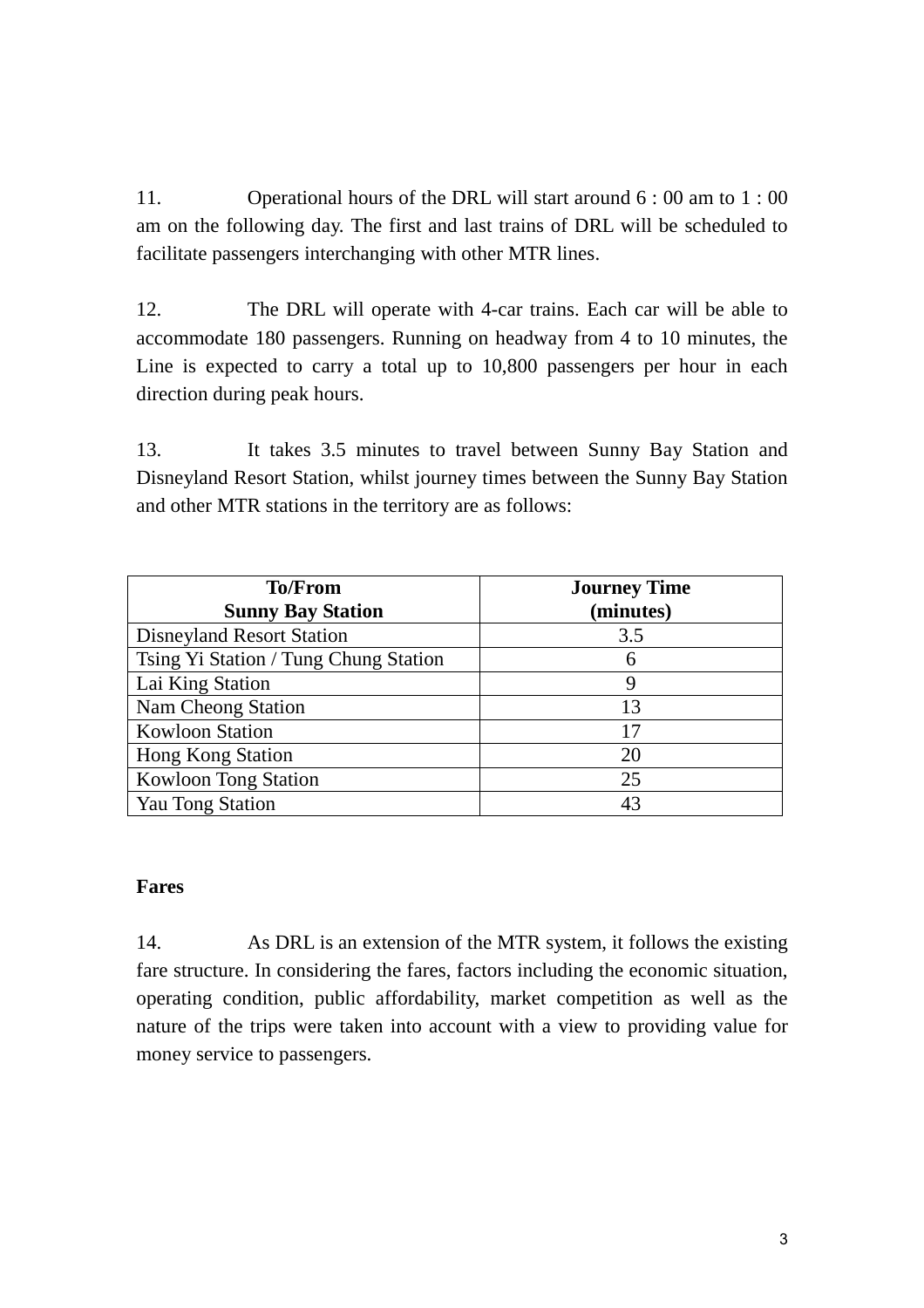11. Operational hours of the DRL will start around 6 : 00 am to 1 : 00 am on the following day. The first and last trains of DRL will be scheduled to facilitate passengers interchanging with other MTR lines.

12. The DRL will operate with 4-car trains. Each car will be able to accommodate 180 passengers. Running on headway from 4 to 10 minutes, the Line is expected to carry a total up to 10,800 passengers per hour in each direction during peak hours.

13. It takes 3.5 minutes to travel between Sunny Bay Station and Disneyland Resort Station, whilst journey times between the Sunny Bay Station and other MTR stations in the territory are as follows:

| **To/From Sunny Bay Station** | **Journey Time (minutes)** |
|---|---|
| Disneyland Resort Station | 3.5 |
| Tsing Yi Station / Tung Chung Station | 6 |
| Lai King Station | 9 |
| Nam Cheong Station | 13 |
| Kowloon Station | 17 |
| Hong Kong Station | 20 |
| Kowloon Tong Station | 25 |
| Yau Tong Station | 43 |

**Fares**

14. As DRL is an extension of the MTR system, it follows the existing fare structure. In considering the fares, factors including the economic situation, operating condition, public affordability, market competition as well as the nature of the trips were taken into account with a view to providing value for money service to passengers.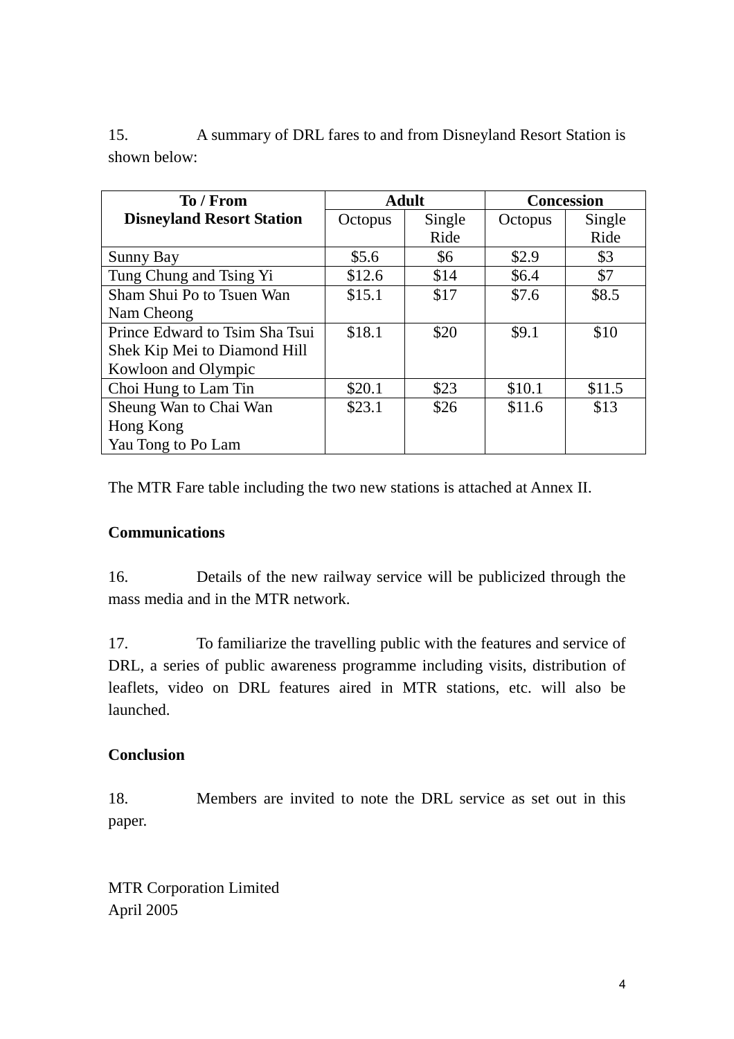15. A summary of DRL fares to and from Disneyland Resort Station is shown below:

| To / From Disneyland Resort Station | Adult | | Concession | |
|---|---|---|---|---|
| | Octopus | Single Ride | Octopus | Single Ride |
| Sunny Bay | $5.6 | $6 | $2.9 | $3 |
| Tung Chung and Tsing Yi | $12.6 | $14 | $6.4 | $7 |
| Sham Shui Po to Tsuen Wan<br>Nam Cheong | $15.1 | $17 | $7.6 | $8.5 |
| Prince Edward to Tsim Sha Tsui<br>Shek Kip Mei to Diamond Hill<br>Kowloon and Olympic | $18.1 | $20 | $9.1 | $10 |
| Choi Hung to Lam Tin | $20.1 | $23 | $10.1 | $11.5 |
| Sheung Wan to Chai Wan<br>Hong Kong<br>Yau Tong to Po Lam | $23.1 | $26 | $11.6 | $13 |

The MTR Fare table including the two new stations is attached at Annex II.

**Communications**

16. Details of the new railway service will be publicized through the mass media and in the MTR network.

17. To familiarize the travelling public with the features and service of DRL, a series of public awareness programme including visits, distribution of leaflets, video on DRL features aired in MTR stations, etc. will also be launched.

**Conclusion**

18. Members are invited to note the DRL service as set out in this paper.

MTR Corporation Limited
April 2005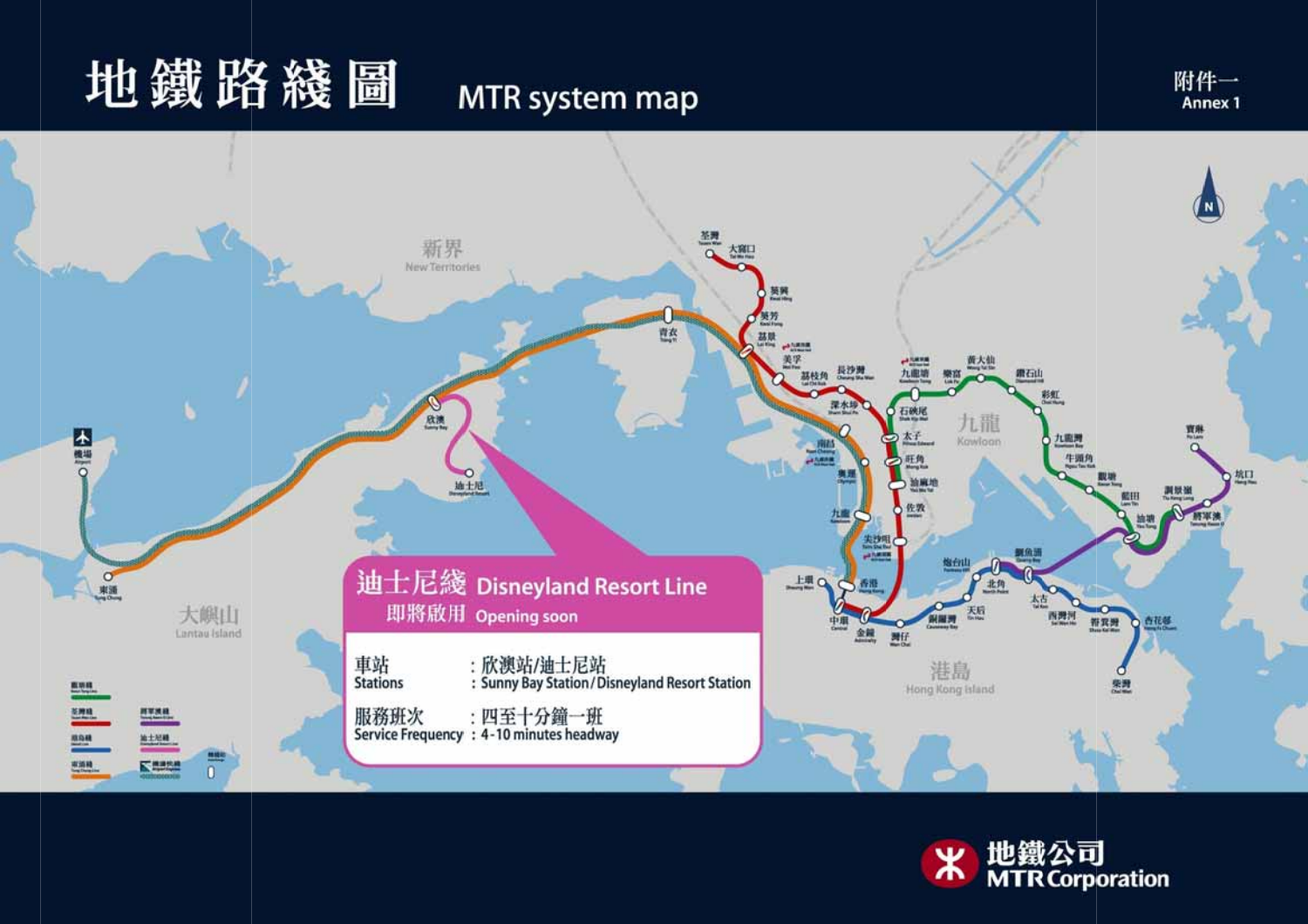# 地鐵路綫圖 MTR system map

附件一
Annex 1

## 迪士尼綫 Disneyland Resort Line

即將啟用 Opening soon

| | |
|---|---|
| 車站 Stations | : 欣澳站/迪士尼站 : Sunny Bay Station / Disneyland Resort Station |
| 服務班次 Service Frequency | : 四至十分鐘一班 : 4-10 minutes headway |

新界 New Territories

九龍 Kowloon

港島 Hong Kong Island

大嶼山 Lantau Island

地鐵公司 MTR Corporation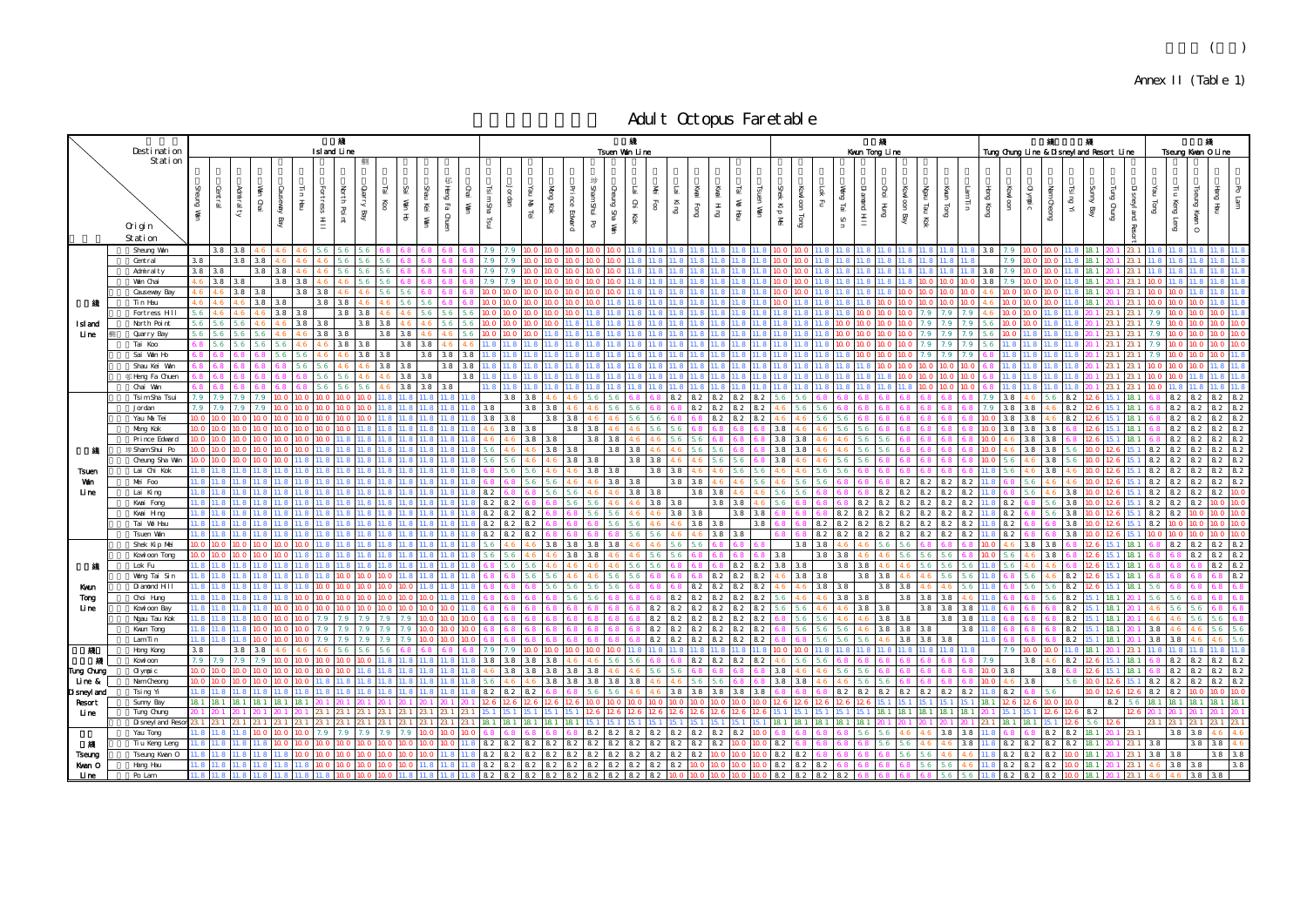Annex II (Table 1)

# Adult Octopus Faretable

| Origin Line | Origin Station \ Destination Station | Island Line | | | | | | | | | | | | | | Tsuen Wan Line | | | | | | | | | | | | | | Kwun Tong Line | | | | | | | | | | Tung Chung Line & Disneyland Resort Line | | | | | | | | Tseung Kwan O Line | | | | |
|---|---|---|---|---|---|---|---|---|---|---|---|---|---|---|---|---|---|---|---|---|---|---|---|---|---|---|---|---|---|---|---|---|---|---|---|---|---|---|---|---|---|---|---|---|---|---|---|---|---|---|---|---|
| | | Sheung Wan | Central | Admiralty | Wan Chai | Causeway Bay | Tin Hau | Fortress Hill | North Point | Quarry Bay | Tai Koo | Sai Wan Ho | Shau Kei Wan | Heng Fa Chuen | Chai Wan | Tsim Sha Tsui | Jordan | Yau Ma Tei | Mong Kok | Prince Edward | Sham Shui Po | Cheung Sha Wan | Lai Chi Kok | Mei Foo | Lai King | Kwai Fong | Kwai Hing | Tai Wo Hau | Tsuen Wan | Shek Kip Mei | Kowloon Tong | Lok Fu | Wong Tai Sin | Diamond Hill | Choi Hung | Kowloon Bay | Ngau Tau Kok | Kwun Tong | Lam Tin | Hong Kong | Kowloon | Olympic | Nam Cheong | Tsing Yi | Sunny Bay | Tung Chung | Disneyland Resort | Yau Tong | Tiu Keng Leng | Tseung Kwan O | Hang Hau | Po Lam |
| Island Line | Sheung Wan | | 3.8 | 3.8 | 4.6 | 4.6 | 4.6 | 5.6 | 5.6 | 5.6 | 6.8 | 6.8 | 6.8 | 6.8 | 6.8 | 7.9 | 7.9 | 10.0 | 10.0 | 10.0 | 10.0 | 10.0 | 11.8 | 11.8 | 11.8 | 11.8 | 11.8 | 11.8 | 11.8 | 10.0 | 10.0 | 11.8 | 11.8 | 11.8 | 11.8 | 11.8 | 11.8 | 11.8 | 11.8 | 3.8 | 7.9 | 10.0 | 10.0 | 11.8 | 18.1 | 20.1 | 23.1 | 11.8 | 11.8 | 11.8 | 11.8 | 11.8 |
| | Central | 3.8 | | 3.8 | 3.8 | 4.6 | 4.6 | 4.6 | 5.6 | 5.6 | 5.6 | 6.8 | 6.8 | 6.8 | 6.8 | 7.9 | 7.9 | 10.0 | 10.0 | 10.0 | 10.0 | 10.0 | 11.8 | 11.8 | 11.8 | 11.8 | 11.8 | 11.8 | 11.8 | 10.0 | 10.0 | 11.8 | 11.8 | 11.8 | 11.8 | 11.8 | 11.8 | 11.8 | 11.8 | | 7.9 | 10.0 | 10.0 | 11.8 | 18.1 | 20.1 | 23.1 | 11.8 | 11.8 | 11.8 | 11.8 | 11.8 |
| | Admiralty | 3.8 | 3.8 | | 3.8 | 3.8 | 4.6 | 4.6 | 5.6 | 5.6 | 5.6 | 6.8 | 6.8 | 6.8 | 6.8 | 7.9 | 7.9 | 10.0 | 10.0 | 10.0 | 10.0 | 10.0 | 11.8 | 11.8 | 11.8 | 11.8 | 11.8 | 11.8 | 11.8 | 10.0 | 10.0 | 11.8 | 11.8 | 11.8 | 11.8 | 11.8 | 11.8 | 11.8 | 11.8 | 3.8 | 7.9 | 10.0 | 10.0 | 11.8 | 18.1 | 20.1 | 23.1 | 11.8 | 11.8 | 11.8 | 11.8 | 11.8 |
| | Wan Chai | 4.6 | 3.8 | 3.8 | | 3.8 | 3.8 | 4.6 | 4.6 | 4.6 | 5.6 | 6.8 | 6.8 | 6.8 | 6.8 | 7.9 | 7.9 | 10.0 | 10.0 | 10.0 | 10.0 | 10.0 | 11.8 | 11.8 | 11.8 | 11.8 | 11.8 | 11.8 | 11.8 | 10.0 | 10.0 | 11.8 | 11.8 | 11.8 | 11.8 | 11.8 | 10.0 | 10.0 | 10.0 | 3.8 | 7.9 | 10.0 | 10.0 | 11.8 | 18.1 | 20.1 | 23.1 | 10.0 | 11.8 | 11.8 | 11.8 | 11.8 |
| | Causeway Bay | 4.6 | 4.6 | 3.8 | 3.8 | | 3.8 | 3.8 | 4.6 | 4.6 | 5.6 | 5.6 | 5.6 | 6.8 | 6.8 | 10.0 | 10.0 | 10.0 | 10.0 | 10.0 | 10.0 | 10.0 | 11.8 | 11.8 | 11.8 | 11.8 | 11.8 | 11.8 | 11.8 | 10.0 | 10.0 | 11.8 | 11.8 | 11.8 | 11.8 | 10.0 | 10.0 | 10.0 | 10.0 | 4.6 | 10.0 | 10.0 | 10.0 | 11.8 | 18.1 | 20.1 | 23.1 | 10.0 | 10.0 | 11.8 | 11.8 | 11.8 |
| | Tin Hau | 4.6 | 4.6 | 4.6 | 3.8 | 3.8 | | 3.8 | 3.8 | 4.6 | 4.6 | 5.6 | 5.6 | 5.6 | 6.8 | 10.0 | 10.0 | 10.0 | 10.0 | 10.0 | 10.0 | 10.0 | 11.8 | 11.8 | 11.8 | 11.8 | 11.8 | 11.8 | 11.8 | 10.0 | 11.8 | 11.8 | 11.8 | 11.8 | 10.0 | 10.0 | 10.0 | 10.0 | 10.0 | 4.6 | 10.0 | 10.0 | 10.0 | 11.8 | 18.1 | 20.1 | 23.1 | 10.0 | 10.0 | 10.0 | 11.8 | 11.8 |
| | Fortress Hill | 5.6 | 4.6 | 4.6 | 4.6 | 3.8 | 3.8 | | 3.8 | 3.8 | 4.6 | 4.6 | 4.6 | 5.6 | 5.6 | 10.0 | 10.0 | 10.0 | 10.0 | 10.0 | 11.8 | 11.8 | 11.8 | 11.8 | 11.8 | 11.8 | 11.8 | 11.8 | 11.8 | 11.8 | 11.8 | 11.8 | 11.8 | 10.0 | 10.0 | 10.0 | 7.9 | 7.9 | 7.9 | 4.6 | 10.0 | 10.0 | 11.8 | 11.8 | 20.1 | 23.1 | 23.1 | 7.9 | 10.0 | 10.0 | 10.0 | 11.8 |
| | North Point | 5.6 | 5.6 | 5.6 | 4.6 | 4.6 | 3.8 | 3.8 | | 3.8 | 3.8 | 4.6 | 4.6 | 5.6 | 5.6 | 10.0 | 10.0 | 10.0 | 10.0 | 11.8 | 11.8 | 11.8 | 11.8 | 11.8 | 11.8 | 11.8 | 11.8 | 11.8 | 11.8 | 11.8 | 11.8 | 11.8 | 10.0 | 10.0 | 10.0 | 10.0 | 7.9 | 7.9 | 7.9 | 5.6 | 10.0 | 10.0 | 11.8 | 11.8 | 20.1 | 23.1 | 23.1 | 7.9 | 10.0 | 10.0 | 10.0 | 10.0 |
| | Quarry Bay | 5.6 | 5.6 | 5.6 | 4.6 | 4.6 | 4.6 | 3.8 | 3.8 | | 3.8 | 3.8 | 4.6 | 4.6 | 5.6 | 10.0 | 10.0 | 10.0 | 11.8 | 11.8 | 11.8 | 11.8 | 11.8 | 11.8 | 11.8 | 11.8 | 11.8 | 11.8 | 11.8 | 11.8 | 11.8 | 11.8 | 10.0 | 10.0 | 10.0 | 10.0 | 7.9 | 7.9 | 7.9 | 5.6 | 10.0 | 11.8 | 11.8 | 11.8 | 20.1 | 23.1 | 23.1 | 7.9 | 10.0 | 10.0 | 10.0 | 10.0 |
| | Tai Koo | 6.8 | 5.6 | 5.6 | 5.6 | 5.6 | 4.6 | 4.6 | 3.8 | 3.8 | | 3.8 | 3.8 | 4.6 | 4.6 | 11.8 | 11.8 | 11.8 | 11.8 | 11.8 | 11.8 | 11.8 | 11.8 | 11.8 | 11.8 | 11.8 | 11.8 | 11.8 | 11.8 | 11.8 | 11.8 | 11.8 | 10.0 | 10.0 | 10.0 | 10.0 | 7.9 | 7.9 | 7.9 | 5.6 | 11.8 | 11.8 | 11.8 | 11.8 | 20.1 | 23.1 | 23.1 | 7.9 | 10.0 | 10.0 | 10.0 | 10.0 |
| | Sai Wan Ho | 6.8 | 6.8 | 6.8 | 6.8 | 5.6 | 5.6 | 4.6 | 4.6 | 3.8 | 3.8 | | 3.8 | 3.8 | 3.8 | 11.8 | 11.8 | 11.8 | 11.8 | 11.8 | 11.8 | 11.8 | 11.8 | 11.8 | 11.8 | 11.8 | 11.8 | 11.8 | 11.8 | 11.8 | 11.8 | 11.8 | 11.8 | 10.0 | 10.0 | 10.0 | 7.9 | 7.9 | 7.9 | 6.8 | 11.8 | 11.8 | 11.8 | 11.8 | 20.1 | 23.1 | 23.1 | 7.9 | 10.0 | 10.0 | 10.0 | 11.8 |
| | Shau Kei Wan | 6.8 | 6.8 | 6.8 | 6.8 | 5.6 | 5.6 | 4.6 | 4.6 | 4.6 | 3.8 | 3.8 | | 3.8 | 3.8 | 11.8 | 11.8 | 11.8 | 11.8 | 11.8 | 11.8 | 11.8 | 11.8 | 11.8 | 11.8 | 11.8 | 11.8 | 11.8 | 11.8 | 11.8 | 11.8 | 11.8 | 11.8 | 11.8 | 10.0 | 10.0 | 10.0 | 10.0 | 10.0 | 6.8 | 11.8 | 11.8 | 11.8 | 11.8 | 20.1 | 23.1 | 23.1 | 10.0 | 10.0 | 10.0 | 11.8 | 11.8 |
| | Heng Fa Chuen | 6.8 | 6.8 | 6.8 | 6.8 | 6.8 | 5.6 | 5.6 | 5.6 | 4.6 | 4.6 | 3.8 | 3.8 | | 3.8 | 11.8 | 11.8 | 11.8 | 11.8 | 11.8 | 11.8 | 11.8 | 11.8 | 11.8 | 11.8 | 11.8 | 11.8 | 11.8 | 11.8 | 11.8 | 11.8 | 11.8 | 11.8 | 11.8 | 10.0 | 10.0 | 10.0 | 10.0 | 10.0 | 6.8 | 11.8 | 11.8 | 11.8 | 11.8 | 20.1 | 23.1 | 23.1 | 10.0 | 10.0 | 11.8 | 11.8 | 11.8 |
| | Chai Wan | 6.8 | 6.8 | 6.8 | 6.8 | 6.8 | 6.8 | 5.6 | 5.6 | 5.6 | 4.6 | 3.8 | 3.8 | 3.8 | | 11.8 | 11.8 | 11.8 | 11.8 | 11.8 | 11.8 | 11.8 | 11.8 | 11.8 | 11.8 | 11.8 | 11.8 | 11.8 | 11.8 | 11.8 | 11.8 | 11.8 | 11.8 | 11.8 | 11.8 | 10.0 | 10.0 | 10.0 | 10.0 | 6.8 | 11.8 | 11.8 | 11.8 | 11.8 | 20.1 | 23.1 | 23.1 | 10.0 | 11.8 | 11.8 | 11.8 | 11.8 |
| Tsuen Wan Line | Tsim Sha Tsui | 7.9 | 7.9 | 7.9 | 7.9 | 10.0 | 10.0 | 10.0 | 10.0 | 10.0 | 11.8 | 11.8 | 11.8 | 11.8 | 11.8 | | 3.8 | 3.8 | 4.6 | 4.6 | 5.6 | 5.6 | 6.8 | 6.8 | 8.2 | 8.2 | 8.2 | 8.2 | 8.2 | 5.6 | 5.6 | 6.8 | 6.8 | 6.8 | 6.8 | 6.8 | 6.8 | 6.8 | 6.8 | 7.9 | 3.8 | 4.6 | 5.6 | 8.2 | 12.6 | 15.1 | 18.1 | 6.8 | 8.2 | 8.2 | 8.2 | 8.2 |
| | Jordan | 7.9 | 7.9 | 7.9 | 7.9 | 10.0 | 10.0 | 10.0 | 10.0 | 10.0 | 11.8 | 11.8 | 11.8 | 11.8 | 11.8 | 3.8 | | 3.8 | 3.8 | 4.6 | 4.6 | 5.6 | 5.6 | 6.8 | 6.8 | 8.2 | 8.2 | 8.2 | 8.2 | 4.6 | 5.6 | 5.6 | 6.8 | 6.8 | 6.8 | 6.8 | 6.8 | 6.8 | 6.8 | 7.9 | 3.8 | 3.8 | 4.6 | 8.2 | 12.6 | 15.1 | 18.1 | 6.8 | 8.2 | 8.2 | 8.2 | 8.2 |
| | Yau Ma Tei | 10.0 | 10.0 | 10.0 | 10.0 | 10.0 | 10.0 | 10.0 | 10.0 | 10.0 | 11.8 | 11.8 | 11.8 | 11.8 | 11.8 | 3.8 | 3.8 | | 3.8 | 3.8 | 4.6 | 4.6 | 5.6 | 6.8 | 6.8 | 8.2 | 8.2 | 8.2 | 8.2 | 4.6 | 4.6 | 5.6 | 5.6 | 6.8 | 6.8 | 6.8 | 6.8 | 6.8 | 6.8 | 10.0 | 3.8 | 3.8 | 4.6 | 8.2 | 12.6 | 15.1 | 18.1 | 6.8 | 8.2 | 8.2 | 8.2 | 8.2 |
| | Mong Kok | 10.0 | 10.0 | 10.0 | 10.0 | 10.0 | 10.0 | 10.0 | 11.8 | 11.8 | 11.8 | 11.8 | 11.8 | 11.8 | 11.8 | 4.6 | 3.8 | 3.8 | | 3.8 | 3.8 | 4.6 | 4.6 | 5.6 | 5.6 | 6.8 | 6.8 | 6.8 | 8.2 | 3.8 | 4.6 | 4.6 | 5.6 | 5.6 | 6.8 | 6.8 | 6.8 | 6.8 | 6.8 | 10.0 | 3.8 | 3.8 | 3.8 | 6.8 | 12.6 | 15.1 | 18.1 | 6.8 | 8.2 | 8.2 | 8.2 | 8.2 |
| | Prince Edward | 10.0 | 10.0 | 10.0 | 10.0 | 10.0 | 10.0 | 11.8 | 11.8 | 11.8 | 11.8 | 11.8 | 11.8 | 11.8 | 11.8 | 4.6 | 4.6 | 3.8 | 3.8 | | 3.8 | 3.8 | 4.6 | 4.6 | 5.6 | 5.6 | 6.8 | 6.8 | 6.8 | 3.8 | 3.8 | 4.6 | 4.6 | 5.6 | 5.6 | 6.8 | 6.8 | 6.8 | 6.8 | 10.0 | 4.6 | 3.8 | 3.8 | 6.8 | 12.6 | 15.1 | 18.1 | 6.8 | 8.2 | 8.2 | 8.2 | 8.2 |
| | Sham Shui Po | 10.0 | 10.0 | 10.0 | 10.0 | 10.0 | 11.8 | 11.8 | 11.8 | 11.8 | 11.8 | 11.8 | 11.8 | 11.8 | 11.8 | 4.6 | 4.6 | 4.6 | 3.8 | 3.8 | | 3.8 | 3.8 | 4.6 | 4.6 | 5.6 | 5.6 | 6.8 | 6.8 | 3.8 | 3.8 | 4.6 | 4.6 | 5.6 | 5.6 | 5.6 | 6.8 | 6.8 | 6.8 | 10.0 | 4.6 | 3.8 | 3.8 | 5.6 | 10.0 | 12.6 | 15.1 | 8.2 | 8.2 | 8.2 | 8.2 | 8.2 |
| | Cheung Sha Wan | 10.0 | 10.0 | 10.0 | 10.0 | 11.8 | 11.8 | 11.8 | 11.8 | 11.8 | 11.8 | 11.8 | 11.8 | 11.8 | 11.8 | 5.6 | 4.6 | 4.6 | 4.6 | 3.8 | 3.8 | | 3.8 | 3.8 | 4.6 | 4.6 | 5.6 | 5.6 | 6.8 | 3.8 | 4.6 | 4.6 | 5.6 | 5.6 | 6.8 | 6.8 | 6.8 | 6.8 | 6.8 | 10.0 | 5.6 | 4.6 | 3.8 | 3.8 | 10.0 | 12.6 | 15.1 | 8.2 | 8.2 | 8.2 | 8.2 | 8.2 |
| | Lai Chi Kok | 11.8 | 11.8 | 11.8 | 11.8 | 11.8 | 11.8 | 11.8 | 11.8 | 11.8 | 11.8 | 11.8 | 11.8 | 11.8 | 11.8 | 6.8 | 5.6 | 5.6 | 4.6 | 4.6 | 3.8 | 3.8 | | 3.8 | 3.8 | 4.6 | 4.6 | 5.6 | 5.6 | 4.6 | 4.6 | 5.6 | 5.6 | 6.8 | 6.8 | 6.8 | 6.8 | 6.8 | 6.8 | 11.8 | 5.6 | 4.6 | 3.8 | 4.6 | 10.0 | 12.6 | 15.1 | 8.2 | 8.2 | 8.2 | 8.2 | 8.2 |
| | Mei Foo | 11.8 | 11.8 | 11.8 | 11.8 | 11.8 | 11.8 | 11.8 | 11.8 | 11.8 | 11.8 | 11.8 | 11.8 | 11.8 | 11.8 | 6.8 | 6.8 | 5.6 | 5.6 | 4.6 | 4.6 | 3.8 | 3.8 | | 3.8 | 3.8 | 4.6 | 4.6 | 5.6 | 4.6 | 5.6 | 5.6 | 6.8 | 6.8 | 6.8 | 8.2 | 8.2 | 8.2 | 8.2 | 11.8 | 6.8 | 5.6 | 4.6 | 4.6 | 10.0 | 12.6 | 15.1 | 8.2 | 8.2 | 8.2 | 8.2 | 8.2 |
| | Lai King | 11.8 | 11.8 | 11.8 | 11.8 | 11.8 | 11.8 | 11.8 | 11.8 | 11.8 | 11.8 | 11.8 | 11.8 | 11.8 | 11.8 | 8.2 | 6.8 | 6.8 | 5.6 | 5.6 | 4.6 | 4.6 | 3.8 | 3.8 | | 3.8 | 3.8 | 4.6 | 4.6 | 5.6 | 5.6 | 6.8 | 6.8 | 6.8 | 8.2 | 8.2 | 8.2 | 8.2 | 8.2 | 11.8 | 6.8 | 5.6 | 4.6 | 3.8 | 10.0 | 12.6 | 15.1 | 8.2 | 8.2 | 8.2 | 8.2 | 10.0 |
| | Kwai Fong | 11.8 | 11.8 | 11.8 | 11.8 | 11.8 | 11.8 | 11.8 | 11.8 | 11.8 | 11.8 | 11.8 | 11.8 | 11.8 | 11.8 | 8.2 | 8.2 | 6.8 | 6.8 | 5.6 | 5.6 | 4.6 | 4.6 | 3.8 | 3.8 | | 3.8 | 3.8 | 4.6 | 5.6 | 6.8 | 6.8 | 6.8 | 8.2 | 8.2 | 8.2 | 8.2 | 8.2 | 8.2 | 11.8 | 8.2 | 6.8 | 5.6 | 3.8 | 10.0 | 12.6 | 15.1 | 8.2 | 8.2 | 8.2 | 10.0 | 10.0 |
| | Kwai Hing | 11.8 | 11.8 | 11.8 | 11.8 | 11.8 | 11.8 | 11.8 | 11.8 | 11.8 | 11.8 | 11.8 | 11.8 | 11.8 | 11.8 | 8.2 | 8.2 | 8.2 | 6.8 | 6.8 | 5.6 | 5.6 | 4.6 | 4.6 | 3.8 | 3.8 | | 3.8 | 3.8 | 6.8 | 6.8 | 6.8 | 8.2 | 8.2 | 8.2 | 8.2 | 8.2 | 8.2 | 8.2 | 11.8 | 8.2 | 6.8 | 5.6 | 3.8 | 10.0 | 12.6 | 15.1 | 8.2 | 8.2 | 10.0 | 10.0 | 10.0 |
| | Tai Wo Hau | 11.8 | 11.8 | 11.8 | 11.8 | 11.8 | 11.8 | 11.8 | 11.8 | 11.8 | 11.8 | 11.8 | 11.8 | 11.8 | 11.8 | 8.2 | 8.2 | 8.2 | 6.8 | 6.8 | 6.8 | 5.6 | 5.6 | 4.6 | 4.6 | 3.8 | 3.8 | | 3.8 | 6.8 | 6.8 | 8.2 | 8.2 | 8.2 | 8.2 | 8.2 | 8.2 | 8.2 | 8.2 | 11.8 | 8.2 | 6.8 | 6.8 | 3.8 | 10.0 | 12.6 | 15.1 | 8.2 | 10.0 | 10.0 | 10.0 | 10.0 |
| | Tsuen Wan | 11.8 | 11.8 | 11.8 | 11.8 | 11.8 | 11.8 | 11.8 | 11.8 | 11.8 | 11.8 | 11.8 | 11.8 | 11.8 | 11.8 | 8.2 | 8.2 | 8.2 | 8.2 | 6.8 | 6.8 | 6.8 | 5.6 | 5.6 | 4.6 | 4.6 | 3.8 | 3.8 | | 6.8 | 6.8 | 8.2 | 8.2 | 8.2 | 8.2 | 8.2 | 8.2 | 8.2 | 8.2 | 11.8 | 8.2 | 6.8 | 6.8 | 3.8 | 10.0 | 12.6 | 15.1 | 10.0 | 10.0 | 10.0 | 10.0 | 10.0 |
| Kwun Tong Line | Shek Kip Mei | 10.0 | 10.0 | 10.0 | 10.0 | 10.0 | 10.0 | 11.8 | 11.8 | 11.8 | 11.8 | 11.8 | 11.8 | 11.8 | 11.8 | 5.6 | 4.6 | 4.6 | 3.8 | 3.8 | 3.8 | 3.8 | 4.6 | 4.6 | 5.6 | 5.6 | 6.8 | 6.8 | 6.8 | | 3.8 | 3.8 | 4.6 | 4.6 | 5.6 | 5.6 | 6.8 | 6.8 | 6.8 | 10.0 | 4.6 | 3.8 | 3.8 | 6.8 | 12.6 | 15.1 | 18.1 | 6.8 | 8.2 | 8.2 | 8.2 | 8.2 |
| | Kowloon Tong | 10.0 | 10.0 | 10.0 | 10.0 | 10.0 | 11.8 | 11.8 | 11.8 | 11.8 | 11.8 | 11.8 | 11.8 | 11.8 | 11.8 | 5.6 | 5.6 | 4.6 | 4.6 | 3.8 | 3.8 | 4.6 | 4.6 | 5.6 | 5.6 | 6.8 | 6.8 | 6.8 | 6.8 | 3.8 | | 3.8 | 3.8 | 4.6 | 4.6 | 5.6 | 5.6 | 5.6 | 6.8 | 10.0 | 5.6 | 4.6 | 3.8 | 6.8 | 12.6 | 15.1 | 18.1 | 6.8 | 6.8 | 8.2 | 8.2 | 8.2 |
| | Lok Fu | 11.8 | 11.8 | 11.8 | 11.8 | 11.8 | 11.8 | 11.8 | 11.8 | 11.8 | 11.8 | 11.8 | 11.8 | 11.8 | 11.8 | 6.8 | 5.6 | 5.6 | 4.6 | 4.6 | 4.6 | 4.6 | 5.6 | 5.6 | 6.8 | 6.8 | 6.8 | 8.2 | 8.2 | 3.8 | 3.8 | | 3.8 | 3.8 | 4.6 | 4.6 | 5.6 | 5.6 | 5.6 | 11.8 | 5.6 | 4.6 | 4.6 | 6.8 | 12.6 | 15.1 | 18.1 | 6.8 | 6.8 | 6.8 | 8.2 | 8.2 |
| | Wong Tai Sin | 11.8 | 11.8 | 11.8 | 11.8 | 11.8 | 11.8 | 11.8 | 10.0 | 10.0 | 10.0 | 11.8 | 11.8 | 11.8 | 11.8 | 6.8 | 6.8 | 5.6 | 5.6 | 4.6 | 4.6 | 5.6 | 5.6 | 6.8 | 6.8 | 8.2 | 8.2 | 8.2 | 8.2 | 4.6 | 3.8 | 3.8 | | 3.8 | 3.8 | 4.6 | 4.6 | 5.6 | 5.6 | 11.8 | 6.8 | 5.6 | 4.6 | 6.8 | 12.6 | 15.1 | 18.1 | 6.8 | 6.8 | 6.8 | 6.8 | 8.2 |
| | Diamond Hill | 11.8 | 11.8 | 11.8 | 11.8 | 11.8 | 11.8 | 10.0 | 10.0 | 10.0 | 10.0 | 11.8 | 11.8 | 11.8 | 11.8 | 6.8 | 6.8 | 6.8 | 5.6 | 5.6 | 5.6 | 5.6 | 6.8 | 6.8 | 8.2 | 8.2 | 8.2 | 8.2 | 8.2 | 4.6 | 4.6 | 3.8 | 3.8 | | 3.8 | 3.8 | 4.6 | 4.6 | 5.6 | 11.8 | 6.8 | 5.6 | 5.6 | 8.2 | 12.6 | 15.1 | 18.1 | 5.6 | 6.8 | 6.8 | 6.8 | 6.8 |
| | Choi Hung | 11.8 | 11.8 | 11.8 | 11.8 | 11.8 | 10.0 | 10.0 | 10.0 | 10.0 | 10.0 | 10.0 | 11.8 | 11.8 | 11.8 | 6.8 | 6.8 | 6.8 | 6.8 | 5.6 | 5.6 | 6.8 | 6.8 | 8.2 | 8.2 | 8.2 | 8.2 | 8.2 | 8.2 | 5.6 | 4.6 | 4.6 | 3.8 | 3.8 | | 3.8 | 3.8 | 4.6 | 4.6 | 11.8 | 6.8 | 6.8 | 6.8 | 8.2 | 15.1 | 18.1 | 20.1 | 5.6 | 5.6 | 6.8 | 6.8 | 6.8 |
| | Kowloon Bay | 11.8 | 11.8 | 11.8 | 11.8 | 10.0 | 10.0 | 10.0 | 10.0 | 10.0 | 10.0 | 10.0 | 10.0 | 11.8 | 11.8 | 6.8 | 6.8 | 6.8 | 6.8 | 6.8 | 6.8 | 6.8 | 6.8 | 8.2 | 8.2 | 8.2 | 8.2 | 8.2 | 8.2 | 5.6 | 4.6 | 4.6 | 4.6 | 3.8 | 3.8 | | 3.8 | 3.8 | 3.8 | 11.8 | 6.8 | 6.8 | 6.8 | 8.2 | 15.1 | 18.1 | 20.1 | 4.6 | 5.6 | 5.6 | 6.8 | 6.8 |
| | Ngau Tau Kok | 11.8 | 11.8 | 11.8 | 10.0 | 10.0 | 10.0 | 7.9 | 7.9 | 7.9 | 7.9 | 7.9 | 10.0 | 10.0 | 10.0 | 6.8 | 6.8 | 6.8 | 6.8 | 6.8 | 6.8 | 6.8 | 8.2 | 8.2 | 8.2 | 8.2 | 8.2 | 8.2 | 8.2 | 6.8 | 5.6 | 5.6 | 4.6 | 4.6 | 3.8 | 3.8 | | 3.8 | 3.8 | 11.8 | 6.8 | 6.8 | 6.8 | 8.2 | 15.1 | 18.1 | 20.1 | 4.6 | 4.6 | 5.6 | 5.6 | 6.8 |
| | Kwun Tong | 11.8 | 11.8 | 10.0 | 10.0 | 10.0 | 10.0 | 7.9 | 7.9 | 7.9 | 7.9 | 7.9 | 10.0 | 10.0 | 10.0 | 6.8 | 6.8 | 6.8 | 6.8 | 6.8 | 6.8 | 8.2 | 8.2 | 8.2 | 8.2 | 8.2 | 8.2 | 8.2 | 8.2 | 6.8 | 5.6 | 5.6 | 5.6 | 4.6 | 4.6 | 3.8 | 3.8 | | 3.8 | 11.8 | 6.8 | 6.8 | 6.8 | 8.2 | 15.1 | 18.1 | 20.1 | 3.8 | 4.6 | 4.6 | 5.6 | 5.6 |
| | Lam Tin | 11.8 | 11.8 | 11.8 | 10.0 | 10.0 | 10.0 | 7.9 | 7.9 | 7.9 | 7.9 | 7.9 | 10.0 | 10.0 | 10.0 | 6.8 | 6.8 | 6.8 | 6.8 | 6.8 | 6.8 | 8.2 | 8.2 | 8.2 | 8.2 | 8.2 | 8.2 | 8.2 | 8.2 | 6.8 | 6.8 | 5.6 | 5.6 | 5.6 | 4.6 | 3.8 | 3.8 | 3.8 | | 11.8 | 6.8 | 6.8 | 6.8 | 8.2 | 15.1 | 18.1 | 20.1 | 3.8 | 3.8 | 4.6 | 4.6 | 5.6 |
| Tung Chung Line & Disneyland Resort Line | Hong Kong | 3.8 | | 3.8 | 3.8 | 4.6 | 4.6 | 4.6 | 5.6 | 5.6 | 5.6 | 6.8 | 6.8 | 6.8 | 6.8 | 7.9 | 7.9 | 10.0 | 10.0 | 10.0 | 10.0 | 10.0 | 11.8 | 11.8 | 11.8 | 11.8 | 11.8 | 11.8 | 11.8 | 10.0 | 10.0 | 11.8 | 11.8 | 11.8 | 11.8 | 11.8 | 11.8 | 11.8 | 11.8 | | 7.9 | 10.0 | 10.0 | 11.8 | 18.1 | 20.1 | 23.1 | 11.8 | 11.8 | 11.8 | 11.8 | 11.8 |
| | Kowloon | 7.9 | 7.9 | 7.9 | 7.9 | 10.0 | 10.0 | 10.0 | 10.0 | 10.0 | 11.8 | 11.8 | 11.8 | 11.8 | 11.8 | 3.8 | 3.8 | 3.8 | 3.8 | 4.6 | 4.6 | 5.6 | 5.6 | 6.8 | 6.8 | 8.2 | 8.2 | 8.2 | 8.2 | 4.6 | 5.6 | 5.6 | 6.8 | 6.8 | 6.8 | 6.8 | 6.8 | 6.8 | 6.8 | 7.9 | | 3.8 | 4.6 | 8.2 | 12.6 | 15.1 | 18.1 | 6.8 | 8.2 | 8.2 | 8.2 | 8.2 |
| | Olympic | 10.0 | 10.0 | 10.0 | 10.0 | 10.0 | 10.0 | 10.0 | 11.8 | 11.8 | 11.8 | 11.8 | 11.8 | 11.8 | 11.8 | 4.6 | 3.8 | 3.8 | 3.8 | 3.8 | 3.8 | 4.6 | 4.6 | 5.6 | 5.6 | 6.8 | 6.8 | 6.8 | 6.8 | 3.8 | 4.6 | 4.6 | 5.6 | 5.6 | 6.8 | 6.8 | 6.8 | 6.8 | 6.8 | 10.0 | 3.8 | | 3.8 | 6.8 | 12.6 | 15.1 | 18.1 | 6.8 | 8.2 | 8.2 | 8.2 | 8.2 |
| | Nam Cheong | 10.0 | 10.0 | 10.0 | 10.0 | 10.0 | 10.0 | 11.8 | 11.8 | 11.8 | 11.8 | 11.8 | 11.8 | 11.8 | 11.8 | 5.6 | 4.6 | 4.6 | 3.8 | 3.8 | 3.8 | 3.8 | 3.8 | 4.6 | 4.6 | 5.6 | 5.6 | 6.8 | 6.8 | 3.8 | 3.8 | 4.6 | 4.6 | 5.6 | 5.6 | 6.8 | 6.8 | 6.8 | 6.8 | 10.0 | 4.6 | 3.8 | | 5.6 | 10.0 | 12.6 | 15.1 | 8.2 | 8.2 | 8.2 | 8.2 | 8.2 |
| | Tsing Yi | 11.8 | 11.8 | 11.8 | 11.8 | 11.8 | 11.8 | 11.8 | 11.8 | 11.8 | 11.8 | 11.8 | 11.8 | 11.8 | 11.8 | 8.2 | 8.2 | 6.8 | 6.8 | 5.6 | 5.6 | 4.6 | 4.6 | 3.8 | 3.8 | 3.8 | 3.8 | 3.8 | 3.8 | 6.8 | 6.8 | 6.8 | 8.2 | 8.2 | 8.2 | 8.2 | 8.2 | 8.2 | 8.2 | 11.8 | 8.2 | 6.8 | 5.6 | | 6.8 | 10.0 | 12.6 | 8.2 | 8.2 | 10.0 | 10.0 | 10.0 |
| | Sunny Bay | 18.1 | 18.1 | 18.1 | 18.1 | 18.1 | 18.1 | 20.1 | 20.1 | 20.1 | 20.1 | 20.1 | 20.1 | 20.1 | 20.1 | 12.6 | 12.6 | 12.6 | 12.6 | 12.6 | 10.0 | 10.0 | 10.0 | 10.0 | 10.0 | 10.0 | 10.0 | 10.0 | 10.0 | 12.6 | 12.6 | 12.6 | 12.6 | 12.6 | 15.1 | 15.1 | 15.1 | 15.1 | 15.1 | 18.1 | 12.6 | 12.6 | 10.0 | 6.8 | | 8.2 | 5.6 | 18.1 | 18.1 | 18.1 | 18.1 | 18.1 |
| | Tung Chung | 20.1 | 20.1 | 20.1 | 20.1 | 20.1 | 20.1 | 23.1 | 23.1 | 23.1 | 23.1 | 23.1 | 23.1 | 23.1 | 23.1 | 15.1 | 15.1 | 15.1 | 15.1 | 15.1 | 12.6 | 12.6 | 12.6 | 12.6 | 12.6 | 12.6 | 12.6 | 12.6 | 12.6 | 15.1 | 15.1 | 15.1 | 15.1 | 15.1 | 18.1 | 18.1 | 18.1 | 18.1 | 18.1 | 20.1 | 15.1 | 15.1 | 12.6 | 10.0 | 8.2 | | 12.6 | 20.1 | 20.1 | 20.1 | 20.1 | 20.1 |
| | Disneyland Resort | 23.1 | 23.1 | 23.1 | 23.1 | 23.1 | 23.1 | 23.1 | 23.1 | 23.1 | 23.1 | 23.1 | 23.1 | 23.1 | 23.1 | 18.1 | 18.1 | 18.1 | 18.1 | 18.1 | 15.1 | 15.1 | 15.1 | 15.1 | 15.1 | 15.1 | 15.1 | 15.1 | 15.1 | 18.1 | 18.1 | 18.1 | 18.1 | 18.1 | 20.1 | 20.1 | 20.1 | 20.1 | 20.1 | 23.1 | 18.1 | 18.1 | 15.1 | 12.6 | 5.6 | 12.6 | | 23.1 | 23.1 | 23.1 | 23.1 | 23.1 |
| Tseung Kwan O Line | Yau Tong | 11.8 | 11.8 | 11.8 | 10.0 | 10.0 | 10.0 | 7.9 | 7.9 | 7.9 | 7.9 | 7.9 | 10.0 | 10.0 | 10.0 | 6.8 | 6.8 | 6.8 | 6.8 | 6.8 | 8.2 | 8.2 | 8.2 | 8.2 | 8.2 | 8.2 | 8.2 | 8.2 | 10.0 | 6.8 | 6.8 | 6.8 | 6.8 | 5.6 | 5.6 | 4.6 | 4.6 | 3.8 | 3.8 | 11.8 | 6.8 | 6.8 | 8.2 | 8.2 | 18.1 | 20.1 | 23.1 | | 3.8 | 3.8 | 4.6 | 4.6 |
| | Tiu Keng Leng | 11.8 | 11.8 | 11.8 | 11.8 | 10.0 | 10.0 | 10.0 | 10.0 | 10.0 | 10.0 | 10.0 | 10.0 | 10.0 | 11.8 | 8.2 | 8.2 | 8.2 | 8.2 | 8.2 | 8.2 | 8.2 | 8.2 | 8.2 | 8.2 | 8.2 | 8.2 | 10.0 | 10.0 | 8.2 | 6.8 | 6.8 | 6.8 | 6.8 | 5.6 | 5.6 | 4.6 | 4.6 | 3.8 | 11.8 | 8.2 | 8.2 | 8.2 | 8.2 | 18.1 | 20.1 | 23.1 | 3.8 | | 3.8 | 3.8 | 4.6 |
| | Tseung Kwan O | 11.8 | 11.8 | 11.8 | 11.8 | 11.8 | 10.0 | 10.0 | 10.0 | 10.0 | 10.0 | 10.0 | 10.0 | 11.8 | 11.8 | 8.2 | 8.2 | 8.2 | 8.2 | 8.2 | 8.2 | 8.2 | 8.2 | 8.2 | 8.2 | 8.2 | 10.0 | 10.0 | 10.0 | 8.2 | 6.8 | 6.8 | 6.8 | 6.8 | 6.8 | 5.6 | 5.6 | 4.6 | 3.8 | 11.8 | 8.2 | 8.2 | 8.2 | 10.0 | 18.1 | 20.1 | 23.1 | 3.8 | 3.8 | | 3.8 | 3.8 |
| | Hang Hau | 11.8 | 11.8 | 11.8 | 11.8 | 11.8 | 11.8 | 10.0 | 10.0 | 10.0 | 10.0 | 10.0 | 11.8 | 11.8 | 11.8 | 8.2 | 8.2 | 8.2 | 8.2 | 8.2 | 8.2 | 8.2 | 8.2 | 8.2 | 8.2 | 10.0 | 10.0 | 10.0 | 10.0 | 8.2 | 8.2 | 6.8 | 6.8 | 6.8 | 6.8 | 5.6 | 5.6 | 4.6 | 4.6 | 11.8 | 8.2 | 8.2 | 8.2 | 10.0 | 18.1 | 20.1 | 23.1 | 4.6 | 3.8 | 3.8 | | 3.8 |
| | Po Lam | 11.8 | 11.8 | 11.8 | 11.8 | 11.8 | 11.8 | 11.8 | 10.0 | 10.0 | 10.0 | 11.8 | 11.8 | 11.8 | 11.8 | 8.2 | 8.2 | 8.2 | 8.2 | 8.2 | 8.2 | 8.2 | 8.2 | 8.2 | 10.0 | 10.0 | 10.0 | 10.0 | 10.0 | 8.2 | 8.2 | 8.2 | 6.8 | 6.8 | 6.8 | 6.8 | 5.6 | 5.6 | 5.6 | 11.8 | 8.2 | 8.2 | 8.2 | 10.0 | 18.1 | 20.1 | 23.1 | 4.6 | 4.6 | 3.8 | 3.8 | |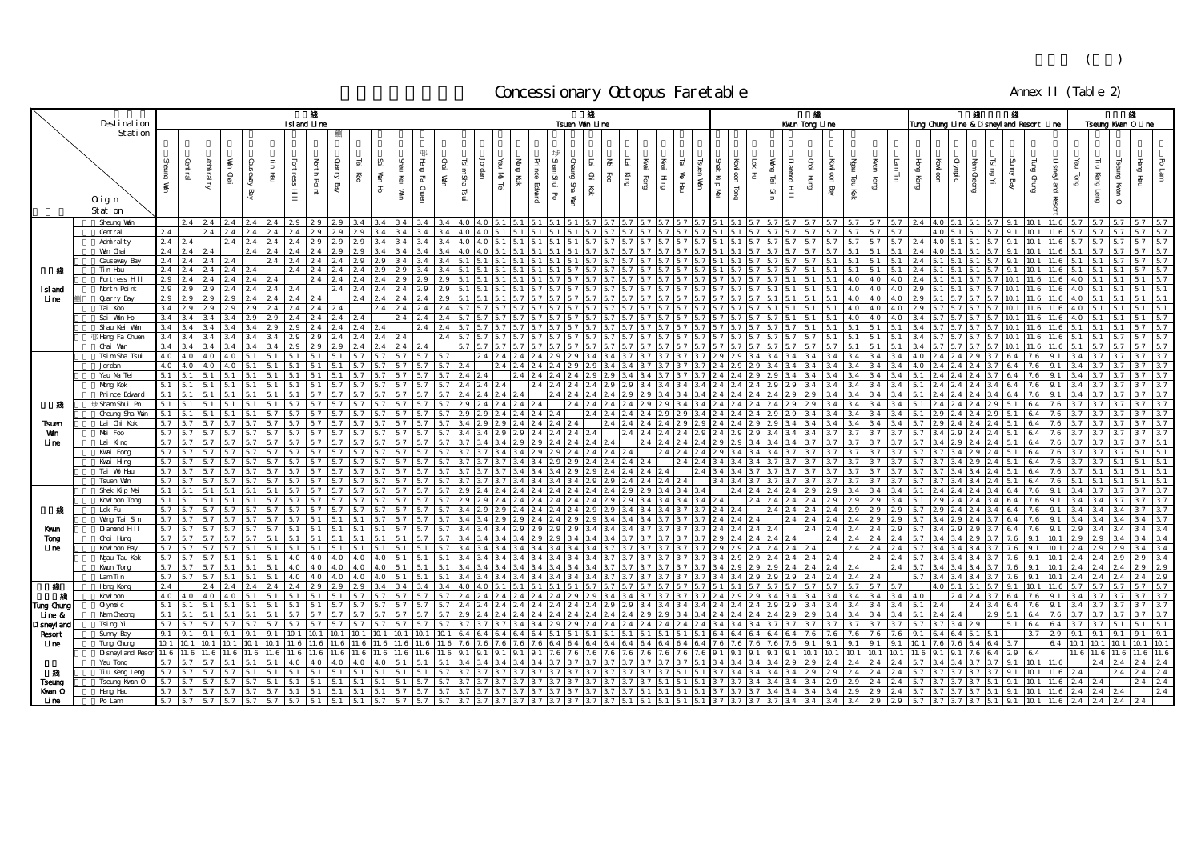# Concessionary Octopus Faretable

Annex II (Table 2)

| Origin Station \ Destination Station | Island Line | | | | | | | | | | | | | | Tsuen Wan Line | | | | | | | | | | | | | | Kwun Tong Line | | | | | | | | | | Tung Chung Line & Disneyland Resort Line | | | | | | | | Tseung Kwan O Line | | | | |
|---|---|---|---|---|---|---|---|---|---|---|---|---|---|---|---|---|---|---|---|---|---|---|---|---|---|---|---|---|---|---|---|---|---|---|---|---|---|---|---|---|---|---|---|---|---|---|---|---|---|---|
| | Sheung Wan | Central | Admiralty | Wan Chai | Causeway Bay | Tin Hau | Fortress Hill | North Point | Quarry Bay | Tai Koo | Sai Wan Ho | Shau Kei Wan | Heng Fa Chuen | Chai Wan | Tsim Sha Tsui | Jordan | Yau Ma Tei | Mong Kok | Prince Edward | Sham Shui Po | Cheung Sha Wan | Lai Chi Kok | Mei Foo | Lai King | Kwai Fong | Kwai Hing | Tai Wo Hau | Tsuen Wan | Shek Kip Mei | Kowloon Tong | Lok Fu | Wong Tai Sin | Diamond Hill | Choi Hung | Kowloon Bay | Ngau Tau Kok | Kwun Tong | Lam Tin | Hong Kong | Kowloon | Olympic | Nam Cheong | Tsing Yi | Sunny Bay | Tung Chung | Disneyland Resort | Yau Tong | Tiu Keng Leng | Tseung Kwan O | Hang Hau | Po Lam |
| **Island Line** | | | | | | | | | | | | | | | | | | | | | | | | | | | | | | | | | | | | | | | | | | | | | | | | | | | |
| Sheung Wan | | 2.4 | 2.4 | 2.4 | 2.4 | 2.4 | 2.9 | 2.9 | 2.9 | 3.4 | 3.4 | 3.4 | 3.4 | 3.4 | 4.0 | 4.0 | 5.1 | 5.1 | 5.1 | 5.1 | 5.1 | 5.7 | 5.7 | 5.7 | 5.7 | 5.7 | 5.7 | 5.7 | 5.1 | 5.1 | 5.7 | 5.7 | 5.7 | 5.7 | 5.7 | 5.7 | 5.7 | 5.7 | 2.4 | 4.0 | 5.1 | 5.1 | 5.7 | 9.1 | 10.1 | 11.6 | 5.7 | 5.7 | 5.7 | 5.7 | 5.7 |
| Central | 2.4 | | 2.4 | 2.4 | 2.4 | 2.4 | 2.4 | 2.9 | 2.9 | 2.9 | 3.4 | 3.4 | 3.4 | 3.4 | 4.0 | 4.0 | 5.1 | 5.1 | 5.1 | 5.1 | 5.1 | 5.7 | 5.7 | 5.7 | 5.7 | 5.7 | 5.7 | 5.7 | 5.1 | 5.1 | 5.7 | 5.7 | 5.7 | 5.7 | 5.7 | 5.7 | 5.7 | 5.7 | | 4.0 | 5.1 | 5.1 | 5.7 | 9.1 | 10.1 | 11.6 | 5.7 | 5.7 | 5.7 | 5.7 | 5.7 |
| Admiralty | 2.4 | 2.4 | | 2.4 | 2.4 | 2.4 | 2.4 | 2.9 | 2.9 | 2.9 | 3.4 | 3.4 | 3.4 | 3.4 | 4.0 | 4.0 | 5.1 | 5.1 | 5.1 | 5.1 | 5.1 | 5.7 | 5.7 | 5.7 | 5.7 | 5.7 | 5.7 | 5.7 | 5.1 | 5.1 | 5.7 | 5.7 | 5.7 | 5.7 | 5.7 | 5.7 | 5.7 | 5.7 | 2.4 | 4.0 | 5.1 | 5.1 | 5.7 | 9.1 | 10.1 | 11.6 | 5.7 | 5.7 | 5.7 | 5.7 | 5.7 |
| Wan Chai | 2.4 | 2.4 | 2.4 | | 2.4 | 2.4 | 2.4 | 2.4 | 2.9 | 2.9 | 3.4 | 3.4 | 3.4 | 3.4 | 4.0 | 4.0 | 5.1 | 5.1 | 5.1 | 5.1 | 5.1 | 5.7 | 5.7 | 5.7 | 5.7 | 5.7 | 5.7 | 5.7 | 5.1 | 5.1 | 5.7 | 5.7 | 5.7 | 5.7 | 5.7 | 5.1 | 5.1 | 5.1 | 2.4 | 4.0 | 5.1 | 5.1 | 5.7 | 9.1 | 10.1 | 11.6 | 5.1 | 5.7 | 5.7 | 5.7 | 5.7 |
| Causeway Bay | 2.4 | 2.4 | 2.4 | 2.4 | | 2.4 | 2.4 | 2.4 | 2.4 | 2.9 | 2.9 | 3.4 | 3.4 | 3.4 | 5.1 | 5.1 | 5.1 | 5.1 | 5.1 | 5.1 | 5.1 | 5.7 | 5.7 | 5.7 | 5.7 | 5.7 | 5.7 | 5.7 | 5.1 | 5.1 | 5.7 | 5.7 | 5.7 | 5.7 | 5.1 | 5.1 | 5.1 | 5.1 | 2.4 | 5.1 | 5.1 | 5.1 | 5.7 | 9.1 | 10.1 | 11.6 | 5.1 | 5.1 | 5.7 | 5.7 | 5.7 |
| Tin Hau | 2.4 | 2.4 | 2.4 | 2.4 | 2.4 | | 2.4 | 2.4 | 2.4 | 2.4 | 2.9 | 2.9 | 3.4 | 3.4 | 5.1 | 5.1 | 5.1 | 5.1 | 5.1 | 5.1 | 5.1 | 5.7 | 5.7 | 5.7 | 5.7 | 5.7 | 5.7 | 5.7 | 5.1 | 5.7 | 5.7 | 5.7 | 5.7 | 5.1 | 5.1 | 5.1 | 5.1 | 5.1 | 2.4 | 5.1 | 5.1 | 5.1 | 5.7 | 9.1 | 10.1 | 11.6 | 5.1 | 5.1 | 5.1 | 5.7 | 5.7 |
| Fortress Hill | 2.9 | 2.4 | 2.4 | 2.4 | 2.4 | 2.4 | | 2.4 | 2.4 | 2.4 | 2.4 | 2.9 | 2.9 | 2.9 | 5.1 | 5.1 | 5.1 | 5.1 | 5.1 | 5.7 | 5.7 | 5.7 | 5.7 | 5.7 | 5.7 | 5.7 | 5.7 | 5.7 | 5.7 | 5.7 | 5.7 | 5.1 | 5.1 | 5.1 | 5.1 | 4.0 | 4.0 | 4.0 | 2.4 | 5.1 | 5.1 | 5.7 | 5.7 | 10.1 | 11.6 | 11.6 | 4.0 | 5.1 | 5.1 | 5.1 | 5.7 |
| North Point | 2.9 | 2.9 | 2.9 | 2.4 | 2.4 | 2.4 | 2.4 | | 2.4 | 2.4 | 2.4 | 2.4 | 2.9 | 2.9 | 5.1 | 5.1 | 5.1 | 5.1 | 5.7 | 5.7 | 5.7 | 5.7 | 5.7 | 5.7 | 5.7 | 5.7 | 5.7 | 5.7 | 5.7 | 5.7 | 5.7 | 5.1 | 5.1 | 5.1 | 5.1 | 4.0 | 4.0 | 4.0 | 2.9 | 5.1 | 5.1 | 5.7 | 5.7 | 10.1 | 11.6 | 11.6 | 4.0 | 5.1 | 5.1 | 5.1 | 5.1 |
| Quarry Bay | 2.9 | 2.9 | 2.9 | 2.9 | 2.4 | 2.4 | 2.4 | 2.4 | | 2.4 | 2.4 | 2.4 | 2.4 | 2.9 | 5.1 | 5.1 | 5.1 | 5.7 | 5.7 | 5.7 | 5.7 | 5.7 | 5.7 | 5.7 | 5.7 | 5.7 | 5.7 | 5.7 | 5.7 | 5.7 | 5.7 | 5.1 | 5.1 | 5.1 | 5.1 | 4.0 | 4.0 | 4.0 | 2.9 | 5.1 | 5.1 | 5.7 | 5.7 | 10.1 | 11.6 | 11.6 | 4.0 | 5.1 | 5.1 | 5.1 | 5.1 |
| Tai Koo | 3.4 | 2.9 | 2.9 | 2.9 | 2.9 | 2.4 | 2.4 | 2.4 | 2.4 | | 2.4 | 2.4 | 2.4 | 2.4 | 5.7 | 5.7 | 5.7 | 5.7 | 5.7 | 5.7 | 5.7 | 5.7 | 5.7 | 5.7 | 5.7 | 5.7 | 5.7 | 5.7 | 5.7 | 5.7 | 5.7 | 5.1 | 5.1 | 5.1 | 5.1 | 4.0 | 4.0 | 4.0 | 2.9 | 5.7 | 5.7 | 5.7 | 5.7 | 10.1 | 11.6 | 11.6 | 4.0 | 5.1 | 5.1 | 5.1 | 5.1 |
| Sai Wan Ho | 3.4 | 3.4 | 3.4 | 3.4 | 2.9 | 2.9 | 2.4 | 2.4 | 2.4 | 2.4 | | 2.4 | 2.4 | 2.4 | 5.7 | 5.7 | 5.7 | 5.7 | 5.7 | 5.7 | 5.7 | 5.7 | 5.7 | 5.7 | 5.7 | 5.7 | 5.7 | 5.7 | 5.7 | 5.7 | 5.7 | 5.1 | 5.1 | 5.1 | 5.1 | 4.0 | 4.0 | 4.0 | 3.4 | 5.7 | 5.7 | 5.7 | 5.7 | 10.1 | 11.6 | 11.6 | 4.0 | 5.1 | 5.1 | 5.1 | 5.7 |
| Shau Kei Wan | 3.4 | 3.4 | 3.4 | 3.4 | 3.4 | 2.9 | 2.9 | 2.4 | 2.4 | 2.4 | 2.4 | | 2.4 | 2.4 | 5.7 | 5.7 | 5.7 | 5.7 | 5.7 | 5.7 | 5.7 | 5.7 | 5.7 | 5.7 | 5.7 | 5.7 | 5.7 | 5.7 | 5.7 | 5.7 | 5.7 | 5.7 | 5.1 | 5.1 | 5.1 | 5.1 | 5.1 | 5.1 | 3.4 | 5.7 | 5.7 | 5.7 | 5.7 | 10.1 | 11.6 | 11.6 | 5.1 | 5.1 | 5.1 | 5.1 | 5.7 |
| Heng Fa Chuen | 3.4 | 3.4 | 3.4 | 3.4 | 3.4 | 3.4 | 2.9 | 2.9 | 2.4 | 2.4 | 2.4 | 2.4 | | 2.4 | 5.7 | 5.7 | 5.7 | 5.7 | 5.7 | 5.7 | 5.7 | 5.7 | 5.7 | 5.7 | 5.7 | 5.7 | 5.7 | 5.7 | 5.7 | 5.7 | 5.7 | 5.7 | 5.7 | 5.7 | 5.1 | 5.1 | 5.1 | 5.1 | 3.4 | 5.7 | 5.7 | 5.7 | 5.7 | 10.1 | 11.6 | 11.6 | 5.1 | 5.1 | 5.1 | 5.7 | 5.7 |
| Chai Wan | 3.4 | 3.4 | 3.4 | 3.4 | 3.4 | 3.4 | 2.9 | 2.9 | 2.9 | 2.4 | 2.4 | 2.4 | 2.4 | | 5.7 | 5.7 | 5.7 | 5.7 | 5.7 | 5.7 | 5.7 | 5.7 | 5.7 | 5.7 | 5.7 | 5.7 | 5.7 | 5.7 | 5.7 | 5.7 | 5.7 | 5.7 | 5.7 | 5.7 | 5.1 | 5.1 | 5.1 | 5.1 | 3.4 | 5.7 | 5.7 | 5.7 | 5.7 | 10.1 | 11.6 | 11.6 | 5.1 | 5.7 | 5.7 | 5.7 | 5.7 |
| **Tsuen Wan Line** | | | | | | | | | | | | | | | | | | | | | | | | | | | | | | | | | | | | | | | | | | | | | | | | | | | |
| Tsim Sha Tsui | 4.0 | 4.0 | 4.0 | 4.0 | 5.1 | 5.1 | 5.1 | 5.1 | 5.1 | 5.7 | 5.7 | 5.7 | 5.7 | 5.7 | | 2.4 | 2.4 | 2.4 | 2.4 | 2.9 | 2.9 | 3.4 | 3.4 | 3.7 | 3.7 | 3.7 | 3.7 | 3.7 | 2.9 | 2.9 | 3.4 | 3.4 | 3.4 | 3.4 | 3.4 | 3.4 | 3.4 | 3.4 | 4.0 | 2.4 | 2.4 | 2.9 | 3.7 | 6.4 | 7.6 | 9.1 | 3.4 | 3.7 | 3.7 | 3.7 | 3.7 |
| Jordan | 4.0 | 4.0 | 4.0 | 4.0 | 5.1 | 5.1 | 5.1 | 5.1 | 5.1 | 5.7 | 5.7 | 5.7 | 5.7 | 5.7 | 2.4 | | 2.4 | 2.4 | 2.4 | 2.4 | 2.9 | 2.9 | 3.4 | 3.4 | 3.7 | 3.7 | 3.7 | 3.7 | 2.4 | 2.9 | 2.9 | 3.4 | 3.4 | 3.4 | 3.4 | 3.4 | 3.4 | 3.4 | 4.0 | 2.4 | 2.4 | 2.4 | 3.7 | 6.4 | 7.6 | 9.1 | 3.4 | 3.7 | 3.7 | 3.7 | 3.7 |
| Yau Ma Tei | 5.1 | 5.1 | 5.1 | 5.1 | 5.1 | 5.1 | 5.1 | 5.1 | 5.1 | 5.7 | 5.7 | 5.7 | 5.7 | 5.7 | 2.4 | 2.4 | | 2.4 | 2.4 | 2.4 | 2.9 | 2.9 | 3.4 | 3.4 | 3.7 | 3.7 | 3.7 | 3.7 | 2.4 | 2.4 | 2.9 | 2.9 | 3.4 | 3.4 | 3.4 | 3.4 | 3.4 | 3.4 | 5.1 | 2.4 | 2.4 | 2.4 | 3.7 | 6.4 | 7.6 | 9.1 | 3.4 | 3.7 | 3.7 | 3.7 | 3.7 |
| Mong Kok | 5.1 | 5.1 | 5.1 | 5.1 | 5.1 | 5.1 | 5.1 | 5.1 | 5.7 | 5.7 | 5.7 | 5.7 | 5.7 | 5.7 | 2.4 | 2.4 | 2.4 | | 2.4 | 2.4 | 2.4 | 2.4 | 2.9 | 2.9 | 3.4 | 3.4 | 3.4 | 3.4 | 2.4 | 2.4 | 2.4 | 2.9 | 3.4 | 3.4 | 3.4 | 3.4 | 3.4 | 3.4 | 5.1 | 2.4 | 2.4 | 2.4 | 3.4 | 6.4 | 7.6 | 9.1 | 3.4 | 3.7 | 3.7 | 3.7 | 3.7 |
| Prince Edward | 5.1 | 5.1 | 5.1 | 5.1 | 5.1 | 5.1 | 5.1 | 5.7 | 5.7 | 5.7 | 5.7 | 5.7 | 5.7 | 5.7 | 2.4 | 2.4 | 2.4 | 2.4 | | 2.4 | 2.4 | 2.4 | 2.9 | 2.9 | 3.4 | 3.4 | 3.4 | 3.4 | 2.4 | 2.4 | 2.4 | 2.4 | 2.9 | 2.9 | 3.4 | 3.4 | 3.4 | 3.4 | 5.1 | 2.4 | 2.4 | 2.4 | 3.4 | 6.4 | 7.6 | 9.1 | 3.4 | 3.7 | 3.7 | 3.7 | 3.7 |
| Sham Shui Po | 5.1 | 5.1 | 5.1 | 5.1 | 5.1 | 5.1 | 5.7 | 5.7 | 5.7 | 5.7 | 5.7 | 5.7 | 5.7 | 5.7 | 2.9 | 2.4 | 2.4 | 2.4 | 2.4 | | 2.4 | 2.4 | 2.4 | 2.9 | 2.9 | 2.9 | 3.4 | 3.4 | 2.4 | 2.4 | 2.4 | 2.9 | 2.9 | 2.9 | 2.9 | 3.4 | 3.4 | 3.4 | 5.1 | 2.4 | 2.4 | 2.4 | 2.9 | 5.1 | 6.4 | 7.6 | 3.7 | 3.7 | 3.7 | 3.7 | 3.7 |
| Cheung Sha Wan | 5.1 | 5.1 | 5.1 | 5.1 | 5.1 | 5.1 | 5.7 | 5.7 | 5.7 | 5.7 | 5.7 | 5.7 | 5.7 | 5.7 | 2.9 | 2.9 | 2.9 | 2.4 | 2.4 | 2.4 | | 2.4 | 2.4 | 2.4 | 2.4 | 2.9 | 2.9 | 3.4 | 2.4 | 2.4 | 2.4 | 2.9 | 2.9 | 3.4 | 3.4 | 3.4 | 3.4 | 3.4 | 5.1 | 2.9 | 2.4 | 2.4 | 2.4 | 5.1 | 6.4 | 7.6 | 3.7 | 3.7 | 3.7 | 3.7 | 3.7 |
| Lai Chi Kok | 5.7 | 5.7 | 5.7 | 5.7 | 5.7 | 5.7 | 5.7 | 5.7 | 5.7 | 5.7 | 5.7 | 5.7 | 5.7 | 5.7 | 3.4 | 2.9 | 2.9 | 2.4 | 2.4 | 2.4 | 2.4 | | 2.4 | 2.4 | 2.4 | 2.4 | 2.9 | 2.9 | 2.4 | 2.4 | 2.9 | 2.9 | 3.4 | 3.4 | 3.4 | 3.4 | 3.4 | 3.4 | 5.7 | 2.9 | 2.4 | 2.4 | 2.4 | 5.1 | 6.4 | 7.6 | 3.7 | 3.7 | 3.7 | 3.7 | 3.7 |
| Mei Foo | 5.7 | 5.7 | 5.7 | 5.7 | 5.7 | 5.7 | 5.7 | 5.7 | 5.7 | 5.7 | 5.7 | 5.7 | 5.7 | 5.7 | 3.4 | 3.4 | 3.4 | 2.9 | 2.9 | 2.4 | 2.4 | 2.4 | | 2.4 | 2.4 | 2.4 | 2.4 | 2.4 | 2.4 | 2.9 | 2.9 | 3.4 | 3.4 | 3.7 | 3.7 | 3.7 | 3.7 | 3.7 | 5.7 | 3.4 | 2.9 | 2.4 | 2.4 | 5.1 | 6.4 | 7.6 | 3.7 | 3.7 | 3.7 | 3.7 | 3.7 |
| Lai King | 5.7 | 5.7 | 5.7 | 5.7 | 5.7 | 5.7 | 5.7 | 5.7 | 5.7 | 5.7 | 5.7 | 5.7 | 5.7 | 5.7 | 3.7 | 3.4 | 3.4 | 2.9 | 2.9 | 2.9 | 2.4 | 2.4 | 2.4 | | 2.4 | 2.4 | 2.4 | 2.4 | 2.9 | 2.9 | 2.9 | 3.4 | 3.4 | 3.7 | 3.7 | 3.7 | 3.7 | 3.7 | 5.7 | 3.4 | 2.9 | 2.4 | 2.4 | 5.1 | 6.4 | 7.6 | 3.7 | 3.7 | 3.7 | 3.7 | 5.1 |
| Kwai Fong | 5.7 | 5.7 | 5.7 | 5.7 | 5.7 | 5.7 | 5.7 | 5.7 | 5.7 | 5.7 | 5.7 | 5.7 | 5.7 | 5.7 | 3.7 | 3.7 | 3.7 | 3.4 | 3.4 | 2.9 | 2.4 | 2.4 | 2.4 | 2.4 | | 2.4 | 2.4 | 2.4 | 2.9 | 3.4 | 3.4 | 3.4 | 3.7 | 3.7 | 3.7 | 3.7 | 3.7 | 3.7 | 5.7 | 3.7 | 3.4 | 2.9 | 2.4 | 5.1 | 6.4 | 7.6 | 3.7 | 3.7 | 3.7 | 5.1 | 5.1 |
| Kwai Hing | 5.7 | 5.7 | 5.7 | 5.7 | 5.7 | 5.7 | 5.7 | 5.7 | 5.7 | 5.7 | 5.7 | 5.7 | 5.7 | 5.7 | 3.7 | 3.7 | 3.7 | 3.4 | 3.4 | 2.9 | 2.9 | 2.4 | 2.4 | 2.4 | 2.4 | | 2.4 | 2.4 | 3.4 | 3.4 | 3.4 | 3.7 | 3.7 | 3.7 | 3.7 | 3.7 | 3.7 | 3.7 | 5.7 | 3.7 | 3.4 | 2.9 | 2.4 | 5.1 | 6.4 | 7.6 | 3.7 | 3.7 | 5.1 | 5.1 | 5.1 |
| Tai Wo Hau | 5.7 | 5.7 | 5.7 | 5.7 | 5.7 | 5.7 | 5.7 | 5.7 | 5.7 | 5.7 | 5.7 | 5.7 | 5.7 | 5.7 | 3.7 | 3.7 | 3.7 | 3.4 | 3.4 | 3.4 | 2.9 | 2.9 | 2.4 | 2.4 | 2.4 | 2.4 | | 2.4 | 3.4 | 3.4 | 3.7 | 3.7 | 3.7 | 3.7 | 3.7 | 3.7 | 3.7 | 3.7 | 5.7 | 3.7 | 3.4 | 3.4 | 2.4 | 5.1 | 6.4 | 7.6 | 3.7 | 5.1 | 5.1 | 5.1 | 5.1 |
| Tsuen Wan | 5.7 | 5.7 | 5.7 | 5.7 | 5.7 | 5.7 | 5.7 | 5.7 | 5.7 | 5.7 | 5.7 | 5.7 | 5.7 | 5.7 | 3.7 | 3.7 | 3.7 | 3.4 | 3.4 | 3.4 | 3.4 | 2.9 | 2.4 | 2.4 | 2.4 | 2.4 | 2.4 | | 3.4 | 3.4 | 3.7 | 3.7 | 3.7 | 3.7 | 3.7 | 3.7 | 3.7 | 3.7 | 5.7 | 3.7 | 3.4 | 3.4 | 2.4 | 5.1 | 6.4 | 7.6 | 5.1 | 5.1 | 5.1 | 5.1 | 5.1 |
| **Kwun Tong Line** | | | | | | | | | | | | | | | | | | | | | | | | | | | | | | | | | | | | | | | | | | | | | | | | | | | |
| Shek Kip Mei | 5.1 | 5.1 | 5.1 | 5.1 | 5.1 | 5.1 | 5.7 | 5.7 | 5.7 | 5.7 | 5.7 | 5.7 | 5.7 | 5.7 | 2.9 | 2.4 | 2.4 | 2.4 | 2.4 | 2.4 | 2.4 | 2.4 | 2.4 | 2.9 | 2.9 | 3.4 | 3.4 | 3.4 | | 2.4 | 2.4 | 2.4 | 2.4 | 2.9 | 2.9 | 3.4 | 3.4 | 3.4 | 5.1 | 2.4 | 2.4 | 2.4 | 3.4 | 6.4 | 7.6 | 9.1 | 3.4 | 3.7 | 3.7 | 3.7 | 3.7 |
| Kowloon Tong | 5.1 | 5.1 | 5.1 | 5.1 | 5.1 | 5.7 | 5.7 | 5.7 | 5.7 | 5.7 | 5.7 | 5.7 | 5.7 | 5.7 | 2.9 | 2.9 | 2.4 | 2.4 | 2.4 | 2.4 | 2.4 | 2.4 | 2.9 | 2.9 | 3.4 | 3.4 | 3.4 | 3.4 | 2.4 | | 2.4 | 2.4 | 2.4 | 2.4 | 2.9 | 2.9 | 2.9 | 2.9 | 5.1 | 2.9 | 2.4 | 2.4 | 3.4 | 6.4 | 7.6 | 9.1 | 3.4 | 3.4 | 3.4 | 3.7 | 3.7 |
| Lok Fu | 5.7 | 5.7 | 5.7 | 5.7 | 5.7 | 5.7 | 5.7 | 5.7 | 5.7 | 5.7 | 5.7 | 5.7 | 5.7 | 5.7 | 3.4 | 2.9 | 2.9 | 2.4 | 2.4 | 2.4 | 2.4 | 2.9 | 2.9 | 2.9 | 3.4 | 3.4 | 3.7 | 3.7 | 2.4 | 2.4 | | 2.4 | 2.4 | 2.4 | 2.4 | 2.9 | 2.9 | 2.9 | 5.7 | 2.9 | 2.4 | 2.4 | 3.4 | 6.4 | 7.6 | 9.1 | 3.4 | 3.4 | 3.4 | 3.4 | 3.7 |
| Wong Tai Sin | 5.7 | 5.7 | 5.7 | 5.7 | 5.7 | 5.7 | 5.1 | 5.1 | 5.1 | 5.1 | 5.1 | 5.7 | 5.7 | 5.7 | 3.4 | 3.4 | 2.9 | 2.9 | 2.4 | 2.9 | 2.9 | 2.9 | 3.4 | 3.4 | 3.4 | 3.7 | 3.7 | 3.7 | 2.4 | 2.4 | 2.4 | | 2.4 | 2.4 | 2.4 | 2.4 | 2.9 | 2.9 | 5.7 | 3.4 | 2.9 | 2.9 | 3.7 | 6.4 | 7.6 | 9.1 | 3.4 | 3.4 | 3.4 | 3.4 | 3.4 |
| Diamond Hill | 5.7 | 5.7 | 5.7 | 5.7 | 5.7 | 5.7 | 5.1 | 5.1 | 5.1 | 5.1 | 5.1 | 5.1 | 5.7 | 5.7 | 3.4 | 3.4 | 3.4 | 3.4 | 2.9 | 2.9 | 2.9 | 3.4 | 3.4 | 3.4 | 3.7 | 3.7 | 3.7 | 3.7 | 2.4 | 2.4 | 2.4 | 2.4 | | 2.4 | 2.4 | 2.4 | 2.4 | 2.9 | 5.7 | 3.4 | 2.9 | 2.9 | 3.7 | 6.4 | 7.6 | 9.1 | 2.9 | 3.4 | 3.4 | 3.4 | 3.4 |
| Choi Hung | 5.7 | 5.7 | 5.7 | 5.7 | 5.1 | 5.1 | 5.1 | 5.1 | 5.1 | 5.1 | 5.1 | 5.1 | 5.7 | 5.7 | 3.4 | 3.4 | 3.4 | 3.4 | 2.9 | 2.9 | 3.4 | 3.4 | 3.7 | 3.7 | 3.7 | 3.7 | 3.7 | 3.7 | 2.9 | 2.4 | 2.4 | 2.4 | 2.4 | | 2.4 | 2.4 | 2.4 | 2.4 | 5.7 | 3.4 | 3.4 | 2.9 | 3.7 | 7.6 | 9.1 | 10.1 | 2.9 | 2.9 | 3.4 | 3.4 | 3.4 |
| Kowloon Bay | 5.7 | 5.7 | 5.7 | 5.1 | 5.1 | 5.1 | 5.1 | 5.1 | 5.1 | 5.1 | 5.1 | 5.1 | 5.1 | 5.1 | 3.4 | 3.4 | 3.4 | 3.4 | 3.4 | 2.9 | 3.4 | 3.4 | 3.7 | 3.7 | 3.7 | 3.7 | 3.7 | 3.7 | 2.9 | 2.9 | 2.4 | 2.4 | 2.4 | 2.4 | | 2.4 | 2.4 | 2.4 | 5.7 | 3.4 | 3.4 | 3.4 | 3.7 | 7.6 | 9.1 | 10.1 | 2.4 | 2.9 | 2.9 | 2.9 | 3.4 |
| Ngau Tau Kok | 5.7 | 5.7 | 5.7 | 5.1 | 5.1 | 5.1 | 4.0 | 4.0 | 4.0 | 4.0 | 4.0 | 5.1 | 5.1 | 5.1 | 3.4 | 3.4 | 3.4 | 3.4 | 3.4 | 3.4 | 3.4 | 3.4 | 3.7 | 3.7 | 3.7 | 3.7 | 3.7 | 3.7 | 3.4 | 2.9 | 2.9 | 2.4 | 2.4 | 2.4 | 2.4 | | 2.4 | 2.4 | 5.7 | 3.4 | 3.4 | 3.4 | 3.7 | 7.6 | 9.1 | 10.1 | 2.4 | 2.4 | 2.9 | 2.9 | 2.9 |
| Kwun Tong | 5.7 | 5.7 | 5.7 | 5.1 | 5.1 | 5.1 | 4.0 | 4.0 | 4.0 | 4.0 | 4.0 | 5.1 | 5.1 | 5.1 | 3.4 | 3.4 | 3.4 | 3.4 | 3.4 | 3.4 | 3.4 | 3.4 | 3.7 | 3.7 | 3.7 | 3.7 | 3.7 | 3.7 | 3.4 | 2.9 | 2.9 | 2.9 | 2.4 | 2.4 | 2.4 | 2.4 | | 2.4 | 5.7 | 3.4 | 3.4 | 3.4 | 3.7 | 7.6 | 9.1 | 10.1 | 2.4 | 2.4 | 2.4 | 2.9 | 2.9 |
| Lam Tin | 5.7 | 5.7 | 5.7 | 5.1 | 5.1 | 5.1 | 4.0 | 4.0 | 4.0 | 4.0 | 4.0 | 5.1 | 5.1 | 5.1 | 3.4 | 3.4 | 3.4 | 3.4 | 3.4 | 3.4 | 3.4 | 3.4 | 3.7 | 3.7 | 3.7 | 3.7 | 3.7 | 3.7 | 3.4 | 2.9 | 2.9 | 2.9 | 2.9 | 2.4 | 2.4 | 2.4 | 2.4 | | 5.7 | 3.4 | 3.4 | 3.4 | 3.7 | 7.6 | 9.1 | 10.1 | 2.4 | 2.4 | 2.4 | 2.4 | 2.9 |
| **Tung Chung Line & Disneyland Resort Line** | | | | | | | | | | | | | | | | | | | | | | | | | | | | | | | | | | | | | | | | | | | | | | | | | | | |
| Hong Kong | 2.4 | | 2.4 | 2.4 | 2.4 | 2.4 | 2.4 | 2.9 | 2.9 | 2.9 | 3.4 | 3.4 | 3.4 | 3.4 | 4.0 | 4.0 | 5.1 | 5.1 | 5.1 | 5.1 | 5.1 | 5.7 | 5.7 | 5.7 | 5.7 | 5.7 | 5.7 | 5.7 | 5.1 | 5.1 | 5.7 | 5.7 | 5.7 | 5.7 | 5.7 | 5.7 | 5.7 | 5.7 | | 4.0 | 5.1 | 5.1 | 5.7 | 9.1 | 10.1 | 11.6 | 5.7 | 5.7 | 5.7 | 5.7 | 5.7 |
| Kowloon | 4.0 | 4.0 | 4.0 | 4.0 | 5.1 | 5.1 | 5.1 | 5.1 | 5.1 | 5.7 | 5.7 | 5.7 | 5.7 | 5.7 | 2.4 | 2.4 | 2.4 | 2.4 | 2.4 | 2.4 | 2.9 | 2.9 | 3.4 | 3.4 | 3.7 | 3.7 | 3.7 | 3.7 | 2.4 | 2.9 | 2.9 | 3.4 | 3.4 | 3.4 | 3.4 | 3.4 | 3.4 | 3.4 | 4.0 | | 2.4 | 2.4 | 3.7 | 6.4 | 7.6 | 9.1 | 3.4 | 3.7 | 3.7 | 3.7 | 3.7 |
| Olympic | 5.1 | 5.1 | 5.1 | 5.1 | 5.1 | 5.1 | 5.1 | 5.1 | 5.1 | 5.7 | 5.7 | 5.7 | 5.7 | 5.7 | 2.4 | 2.4 | 2.4 | 2.4 | 2.4 | 2.4 | 2.4 | 2.4 | 2.9 | 2.9 | 3.4 | 3.4 | 3.4 | 3.4 | 2.4 | 2.4 | 2.4 | 2.9 | 2.9 | 3.4 | 3.4 | 3.4 | 3.4 | 3.4 | 5.1 | 2.4 | | 2.4 | 3.4 | 6.4 | 7.6 | 9.1 | 3.4 | 3.7 | 3.7 | 3.7 | 3.7 |
| Nam Cheong | 5.1 | 5.1 | 5.1 | 5.1 | 5.1 | 5.1 | 5.7 | 5.7 | 5.7 | 5.7 | 5.7 | 5.7 | 5.7 | 5.7 | 2.9 | 2.4 | 2.4 | 2.4 | 2.4 | 2.4 | 2.4 | 2.4 | 2.4 | 2.4 | 2.9 | 2.9 | 3.4 | 3.4 | 2.4 | 2.4 | 2.4 | 2.9 | 2.9 | 2.9 | 3.4 | 3.4 | 3.4 | 3.4 | 5.1 | 2.4 | 2.4 | | 2.9 | 5.1 | 6.4 | 7.6 | 3.7 | 3.7 | 3.7 | 3.7 | 3.7 |
| Tsing Yi | 5.7 | 5.7 | 5.7 | 5.7 | 5.7 | 5.7 | 5.7 | 5.7 | 5.7 | 5.7 | 5.7 | 5.7 | 5.7 | 5.7 | 3.7 | 3.7 | 3.7 | 3.4 | 3.4 | 2.9 | 2.4 | 2.4 | 2.4 | 2.4 | 2.4 | 2.4 | 2.4 | 2.4 | 3.4 | 3.4 | 3.4 | 3.7 | 3.7 | 3.7 | 3.7 | 3.7 | 3.7 | 3.7 | 5.7 | 3.7 | 3.4 | 2.9 | | 5.1 | 6.4 | 7.6 | 3.7 | 5.1 | 5.1 | 5.1 | 5.1 |
| Sunny Bay | 9.1 | 9.1 | 9.1 | 9.1 | 9.1 | 9.1 | 10.1 | 10.1 | 10.1 | 10.1 | 10.1 | 10.1 | 10.1 | 10.1 | 6.4 | 6.4 | 6.4 | 6.4 | 6.4 | 5.1 | 5.1 | 5.1 | 5.1 | 5.1 | 5.1 | 5.1 | 5.1 | 5.1 | 6.4 | 6.4 | 6.4 | 6.4 | 6.4 | 7.6 | 7.6 | 7.6 | 7.6 | 7.6 | 9.1 | 6.4 | 6.4 | 5.1 | 5.1 | | 3.7 | 2.9 | 9.1 | 9.1 | 9.1 | 9.1 | 9.1 |
| Tung Chung | 10.1 | 10.1 | 10.1 | 10.1 | 10.1 | 10.1 | 11.6 | 11.6 | 11.6 | 11.6 | 11.6 | 11.6 | 11.6 | 11.6 | 7.6 | 7.6 | 7.6 | 7.6 | 7.6 | 6.4 | 6.4 | 6.4 | 6.4 | 6.4 | 6.4 | 6.4 | 6.4 | 6.4 | 7.6 | 7.6 | 7.6 | 7.6 | 7.6 | 9.1 | 9.1 | 9.1 | 9.1 | 9.1 | 10.1 | 7.6 | 7.6 | 6.4 | 6.4 | 3.7 | | 6.4 | 10.1 | 10.1 | 10.1 | 10.1 | 10.1 |
| Disneyland Resort | 11.6 | 11.6 | 11.6 | 11.6 | 11.6 | 11.6 | 11.6 | 11.6 | 11.6 | 11.6 | 11.6 | 11.6 | 11.6 | 11.6 | 9.1 | 9.1 | 9.1 | 9.1 | 9.1 | 7.6 | 7.6 | 7.6 | 7.6 | 7.6 | 7.6 | 7.6 | 7.6 | 7.6 | 9.1 | 9.1 | 9.1 | 9.1 | 9.1 | 10.1 | 10.1 | 10.1 | 10.1 | 10.1 | 11.6 | 9.1 | 9.1 | 7.6 | 7.6 | 2.9 | 6.4 | | 11.6 | 11.6 | 11.6 | 11.6 | 11.6 |
| **Tseung Kwan O Line** | | | | | | | | | | | | | | | | | | | | | | | | | | | | | | | | | | | | | | | | | | | | | | | | | | | |
| Yau Tong | 5.7 | 5.7 | 5.7 | 5.1 | 5.1 | 5.1 | 4.0 | 4.0 | 4.0 | 4.0 | 4.0 | 5.1 | 5.1 | 5.1 | 3.4 | 3.4 | 3.4 | 3.4 | 3.4 | 3.7 | 3.7 | 3.7 | 3.7 | 3.7 | 3.7 | 3.7 | 3.7 | 5.1 | 3.4 | 3.4 | 3.4 | 3.4 | 2.9 | 2.9 | 2.4 | 2.4 | 2.4 | 2.4 | 5.7 | 3.4 | 3.4 | 3.7 | 3.7 | 9.1 | 10.1 | 11.6 | | 2.4 | 2.4 | 2.4 | 2.4 |
| Tiu Keng Leng | 5.7 | 5.7 | 5.7 | 5.7 | 5.1 | 5.1 | 5.1 | 5.1 | 5.1 | 5.1 | 5.1 | 5.1 | 5.1 | 5.7 | 3.7 | 3.7 | 3.7 | 3.7 | 3.7 | 3.7 | 3.7 | 3.7 | 3.7 | 3.7 | 3.7 | 3.7 | 5.1 | 5.1 | 3.7 | 3.4 | 3.4 | 3.4 | 3.4 | 2.9 | 2.9 | 2.4 | 2.4 | 2.4 | 5.7 | 3.7 | 3.7 | 3.7 | 5.1 | 9.1 | 10.1 | 11.6 | 2.4 | | 2.4 | 2.4 | 2.4 |
| Tseung Kwan O | 5.7 | 5.7 | 5.7 | 5.7 | 5.7 | 5.1 | 5.1 | 5.1 | 5.1 | 5.1 | 5.1 | 5.1 | 5.1 | 5.7 | 3.7 | 3.7 | 3.7 | 3.7 | 3.7 | 3.7 | 3.7 | 3.7 | 3.7 | 3.7 | 3.7 | 5.1 | 5.1 | 5.1 | 3.7 | 3.4 | 3.4 | 3.4 | 3.4 | 3.4 | 2.9 | 2.9 | 2.4 | 2.4 | 5.7 | 3.7 | 3.7 | 3.7 | 5.1 | 9.1 | 10.1 | 11.6 | 2.4 | 2.4 | | 2.4 | 2.4 |
| Hang Hau | 5.7 | 5.7 | 5.7 | 5.7 | 5.7 | 5.7 | 5.1 | 5.1 | 5.1 | 5.1 | 5.1 | 5.1 | 5.7 | 5.7 | 3.7 | 3.7 | 3.7 | 3.7 | 3.7 | 3.7 | 3.7 | 3.7 | 3.7 | 3.7 | 5.1 | 5.1 | 5.1 | 5.1 | 3.7 | 3.7 | 3.4 | 3.4 | 3.4 | 3.4 | 2.9 | 2.9 | 2.9 | 2.4 | 5.7 | 3.7 | 3.7 | 3.7 | 5.1 | 9.1 | 10.1 | 11.6 | 2.4 | 2.4 | 2.4 | | 2.4 |
| Po Lam | 5.7 | 5.7 | 5.7 | 5.7 | 5.7 | 5.7 | 5.7 | 5.1 | 5.1 | 5.1 | 5.7 | 5.7 | 5.7 | 5.7 | 3.7 | 3.7 | 3.7 | 3.7 | 3.7 | 3.7 | 3.7 | 3.7 | 3.7 | 5.1 | 5.1 | 5.1 | 5.1 | 5.1 | 3.7 | 3.7 | 3.7 | 3.4 | 3.4 | 3.4 | 3.4 | 2.9 | 2.9 | 2.9 | 5.7 | 3.7 | 3.7 | 3.7 | 5.1 | 9.1 | 10.1 | 11.6 | 2.4 | 2.4 | 2.4 | 2.4 | |